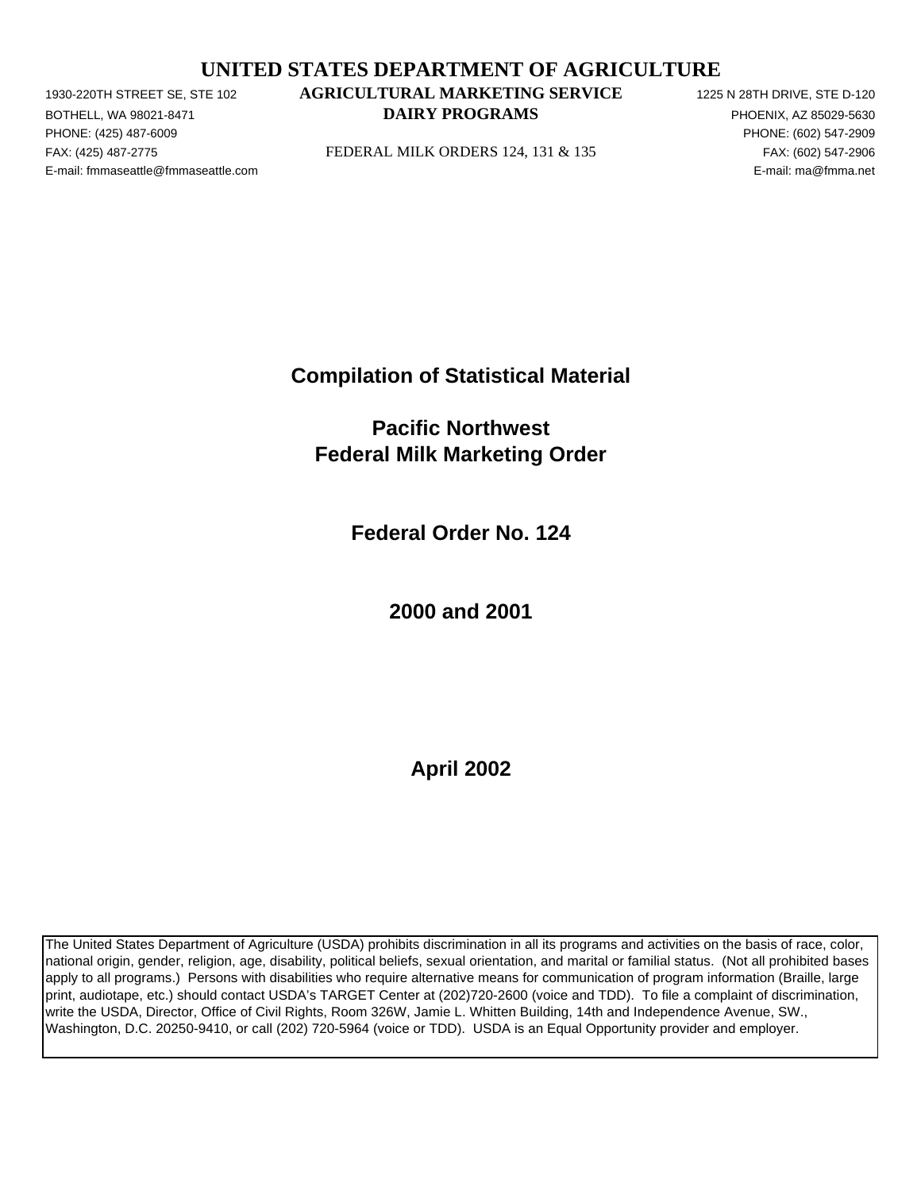# UNITED STATES DEPARTMENT OF AGRICULTURE

**AGRICULTURAL MARKETING SERVICE**
**DAIRY PROGRAMS**

FEDERAL MILK ORDERS 124, 131 & 135

1930-220TH STREET SE, STE 102
BOTHELL, WA 98021-8471
PHONE: (425) 487-6009
FAX: (425) 487-2775
E-mail: fmmaseattle@fmmaseattle.com

1225 N 28TH DRIVE, STE D-120
PHOENIX, AZ 85029-5630
PHONE: (602) 547-2909
FAX: (602) 547-2906
E-mail: ma@fmma.net

## Compilation of Statistical Material

## Pacific Northwest Federal Milk Marketing Order

## Federal Order No. 124

## 2000 and 2001

## April 2002

The United States Department of Agriculture (USDA) prohibits discrimination in all its programs and activities on the basis of race, color, national origin, gender, religion, age, disability, political beliefs, sexual orientation, and marital or familial status. (Not all prohibited bases apply to all programs.) Persons with disabilities who require alternative means for communication of program information (Braille, large print, audiotape, etc.) should contact USDA's TARGET Center at (202)720-2600 (voice and TDD). To file a complaint of discrimination, write the USDA, Director, Office of Civil Rights, Room 326W, Jamie L. Whitten Building, 14th and Independence Avenue, SW., Washington, D.C. 20250-9410, or call (202) 720-5964 (voice or TDD). USDA is an Equal Opportunity provider and employer.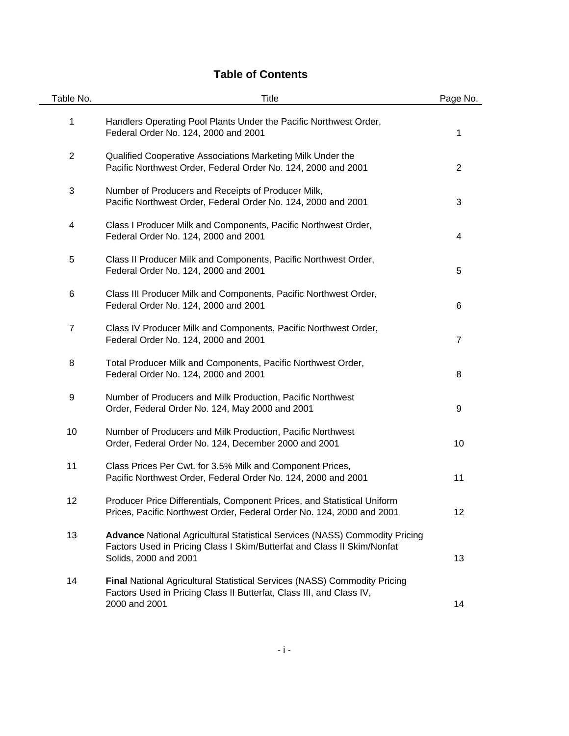# Table of Contents

| Table No. | Title | Page No. |
|---|---|---|
| 1 | Handlers Operating Pool Plants Under the Pacific Northwest Order, Federal Order No. 124, 2000 and 2001 | 1 |
| 2 | Qualified Cooperative Associations Marketing Milk Under the Pacific Northwest Order, Federal Order No. 124, 2000 and 2001 | 2 |
| 3 | Number of Producers and Receipts of Producer Milk, Pacific Northwest Order, Federal Order No. 124, 2000 and 2001 | 3 |
| 4 | Class I Producer Milk and Components, Pacific Northwest Order, Federal Order No. 124, 2000 and 2001 | 4 |
| 5 | Class II Producer Milk and Components, Pacific Northwest Order, Federal Order No. 124, 2000 and 2001 | 5 |
| 6 | Class III Producer Milk and Components, Pacific Northwest Order, Federal Order No. 124, 2000 and 2001 | 6 |
| 7 | Class IV Producer Milk and Components, Pacific Northwest Order, Federal Order No. 124, 2000 and 2001 | 7 |
| 8 | Total Producer Milk and Components, Pacific Northwest Order, Federal Order No. 124, 2000 and 2001 | 8 |
| 9 | Number of Producers and Milk Production, Pacific Northwest Order, Federal Order No. 124, May 2000 and 2001 | 9 |
| 10 | Number of Producers and Milk Production, Pacific Northwest Order, Federal Order No. 124, December 2000 and 2001 | 10 |
| 11 | Class Prices Per Cwt. for 3.5% Milk and Component Prices, Pacific Northwest Order, Federal Order No. 124, 2000 and 2001 | 11 |
| 12 | Producer Price Differentials, Component Prices, and Statistical Uniform Prices, Pacific Northwest Order, Federal Order No. 124, 2000 and 2001 | 12 |
| 13 | **Advance** National Agricultural Statistical Services (NASS) Commodity Pricing Factors Used in Pricing Class I Skim/Butterfat and Class II Skim/Nonfat Solids, 2000 and 2001 | 13 |
| 14 | **Final** National Agricultural Statistical Services (NASS) Commodity Pricing Factors Used in Pricing Class II Butterfat, Class III, and Class IV, 2000 and 2001 | 14 |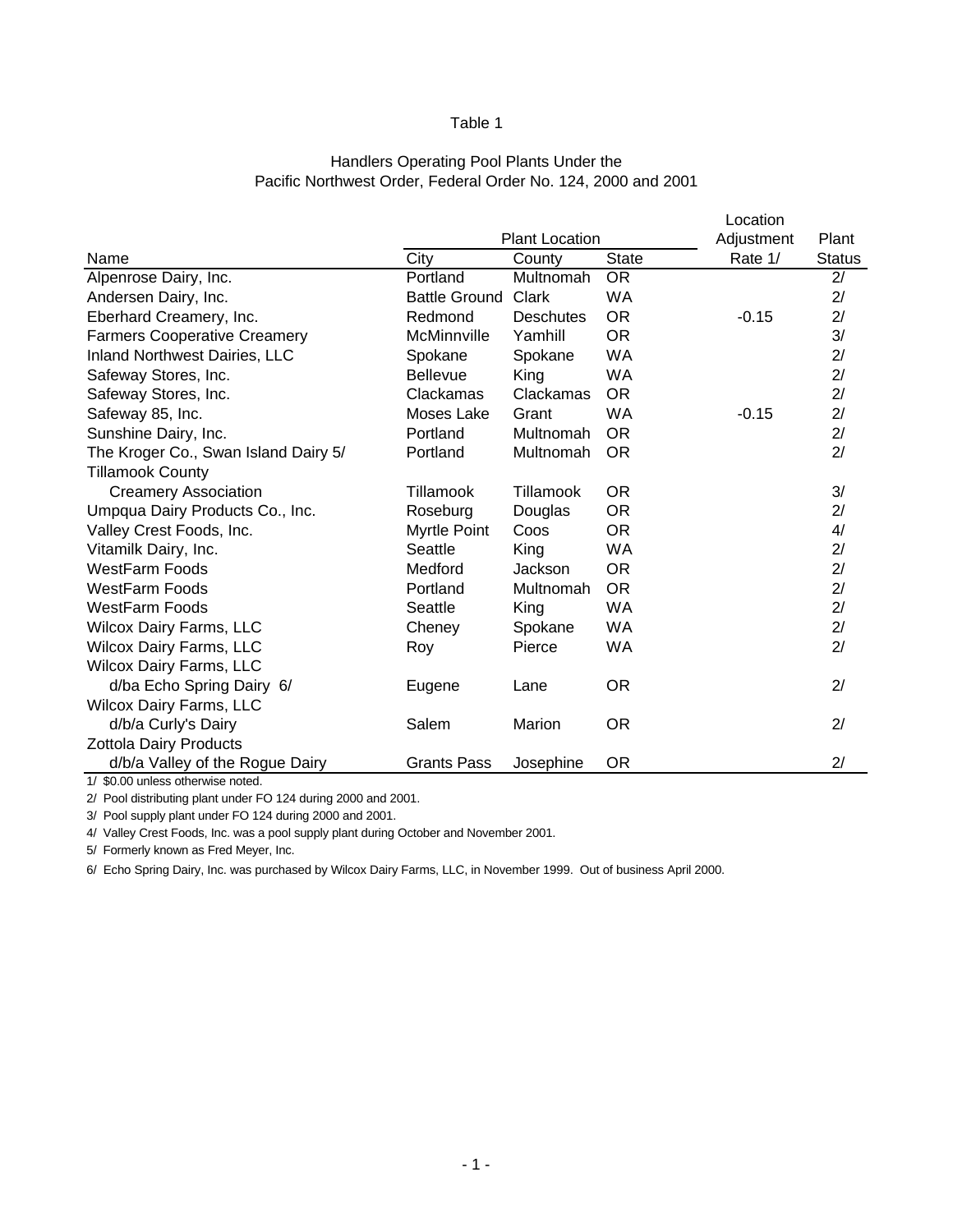Table 1

Handlers Operating Pool Plants Under the
Pacific Northwest Order, Federal Order No. 124, 2000 and 2001

| Name | Plant Location | | | Location Adjustment Rate 1/ | Plant Status |
|---|---|---|---|---|---|
| | City | County | State | | |
| Alpenrose Dairy, Inc. | Portland | Multnomah | OR | | 2/ |
| Andersen Dairy, Inc. | Battle Ground | Clark | WA | | 2/ |
| Eberhard Creamery, Inc. | Redmond | Deschutes | OR | -0.15 | 2/ |
| Farmers Cooperative Creamery | McMinnville | Yamhill | OR | | 3/ |
| Inland Northwest Dairies, LLC | Spokane | Spokane | WA | | 2/ |
| Safeway Stores, Inc. | Bellevue | King | WA | | 2/ |
| Safeway Stores, Inc. | Clackamas | Clackamas | OR | | 2/ |
| Safeway 85, Inc. | Moses Lake | Grant | WA | -0.15 | 2/ |
| Sunshine Dairy, Inc. | Portland | Multnomah | OR | | 2/ |
| The Kroger Co., Swan Island Dairy 5/ | Portland | Multnomah | OR | | 2/ |
| Tillamook County Creamery Association | Tillamook | Tillamook | OR | | 3/ |
| Umpqua Dairy Products Co., Inc. | Roseburg | Douglas | OR | | 2/ |
| Valley Crest Foods, Inc. | Myrtle Point | Coos | OR | | 4/ |
| Vitamilk Dairy, Inc. | Seattle | King | WA | | 2/ |
| WestFarm Foods | Medford | Jackson | OR | | 2/ |
| WestFarm Foods | Portland | Multnomah | OR | | 2/ |
| WestFarm Foods | Seattle | King | WA | | 2/ |
| Wilcox Dairy Farms, LLC | Cheney | Spokane | WA | | 2/ |
| Wilcox Dairy Farms, LLC | Roy | Pierce | WA | | 2/ |
| Wilcox Dairy Farms, LLC d/ba Echo Spring Dairy 6/ | Eugene | Lane | OR | | 2/ |
| Wilcox Dairy Farms, LLC d/b/a Curly's Dairy | Salem | Marion | OR | | 2/ |
| Zottola Dairy Products d/b/a Valley of the Rogue Dairy | Grants Pass | Josephine | OR | | 2/ |

1/ $0.00 unless otherwise noted.

2/ Pool distributing plant under FO 124 during 2000 and 2001.

3/ Pool supply plant under FO 124 during 2000 and 2001.

4/ Valley Crest Foods, Inc. was a pool supply plant during October and November 2001.

5/ Formerly known as Fred Meyer, Inc.

6/ Echo Spring Dairy, Inc. was purchased by Wilcox Dairy Farms, LLC, in November 1999. Out of business April 2000.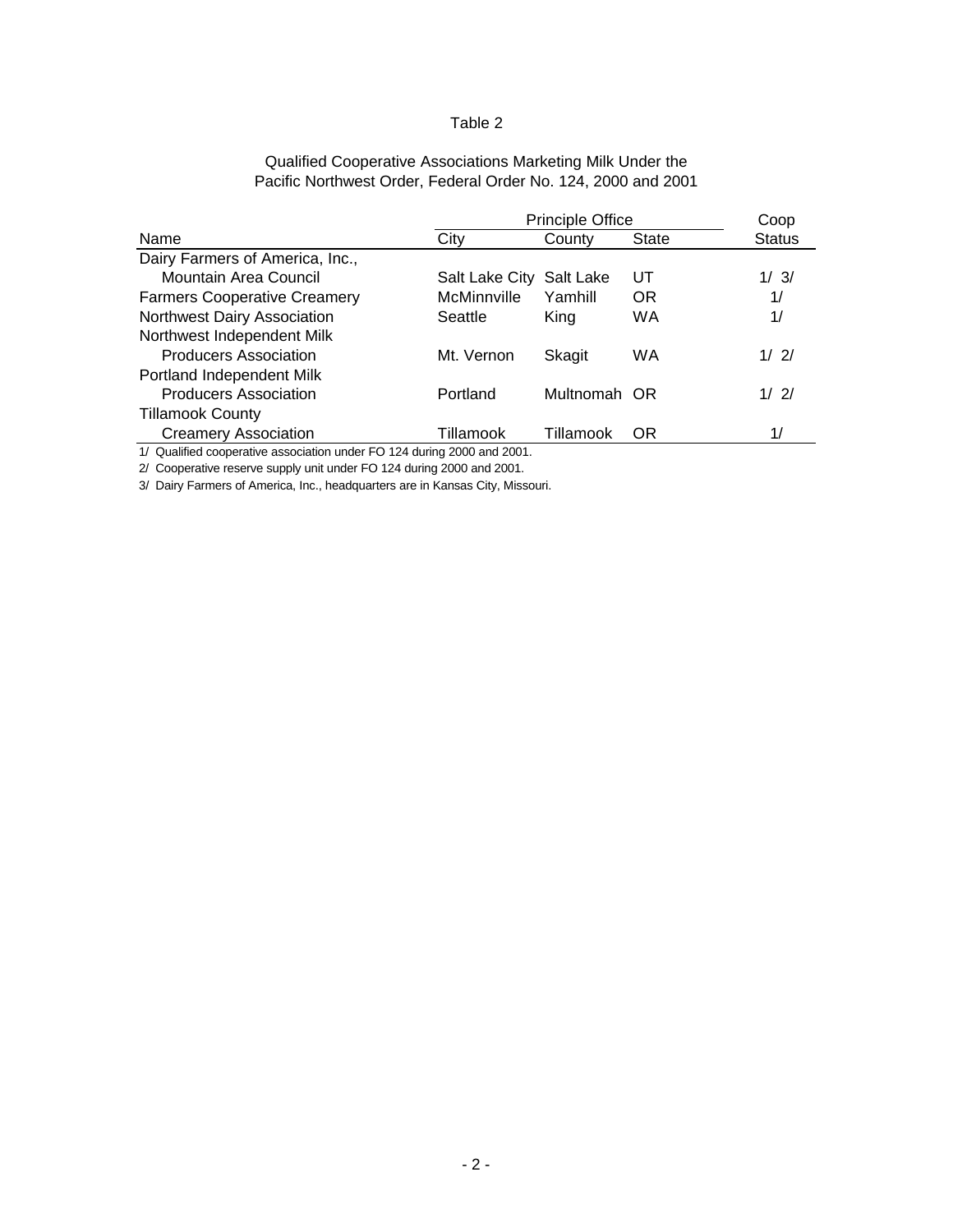Table 2

Qualified Cooperative Associations Marketing Milk Under the Pacific Northwest Order, Federal Order No. 124, 2000 and 2001

| Name | Principle Office | | | Coop |
|---|---|---|---|---|
| | City | County | State | Status |
| Dairy Farmers of America, Inc., Mountain Area Council | Salt Lake City | Salt Lake | UT | 1/ 3/ |
| Farmers Cooperative Creamery | McMinnville | Yamhill | OR | 1/ |
| Northwest Dairy Association | Seattle | King | WA | 1/ |
| Northwest Independent Milk Producers Association | Mt. Vernon | Skagit | WA | 1/ 2/ |
| Portland Independent Milk Producers Association | Portland | Multnomah | OR | 1/ 2/ |
| Tillamook County Creamery Association | Tillamook | Tillamook | OR | 1/ |

1/ Qualified cooperative association under FO 124 during 2000 and 2001.

2/ Cooperative reserve supply unit under FO 124 during 2000 and 2001.

3/ Dairy Farmers of America, Inc., headquarters are in Kansas City, Missouri.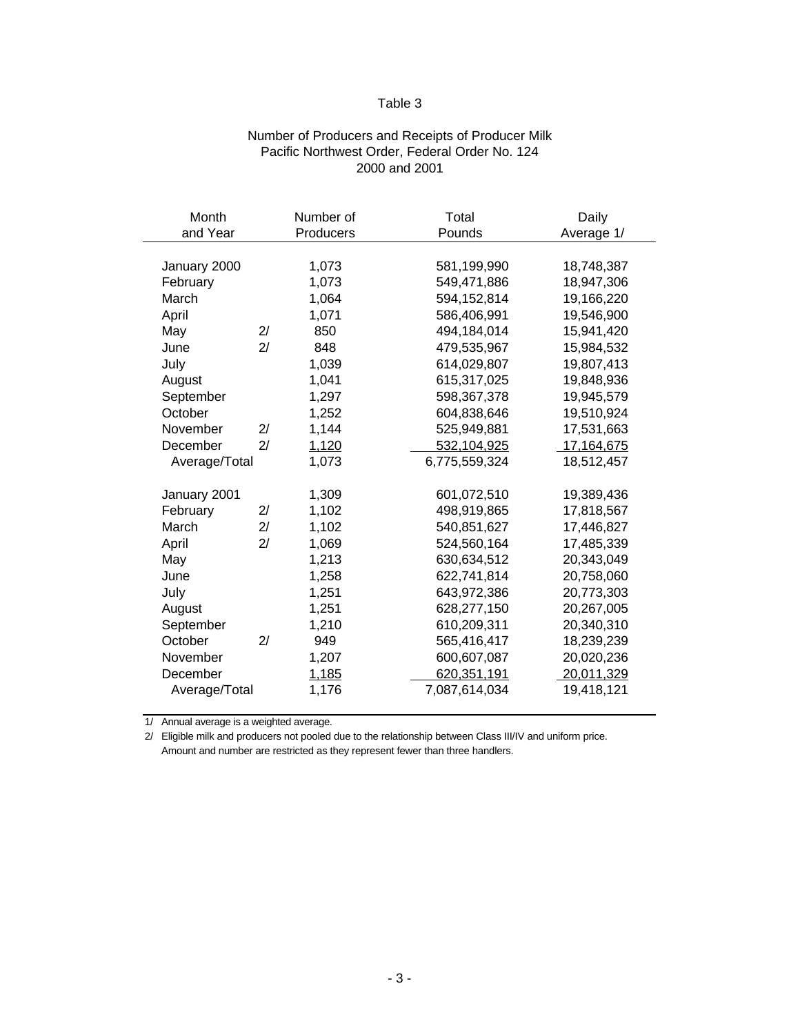Table 3

Number of Producers and Receipts of Producer Milk
Pacific Northwest Order, Federal Order No. 124
2000 and 2001

| Month and Year | | Number of Producers | Total Pounds | Daily Average 1/ |
|---|---|---|---|---|
| January 2000 | | 1,073 | 581,199,990 | 18,748,387 |
| February | | 1,073 | 549,471,886 | 18,947,306 |
| March | | 1,064 | 594,152,814 | 19,166,220 |
| April | | 1,071 | 586,406,991 | 19,546,900 |
| May | 2/ | 850 | 494,184,014 | 15,941,420 |
| June | 2/ | 848 | 479,535,967 | 15,984,532 |
| July | | 1,039 | 614,029,807 | 19,807,413 |
| August | | 1,041 | 615,317,025 | 19,848,936 |
| September | | 1,297 | 598,367,378 | 19,945,579 |
| October | | 1,252 | 604,838,646 | 19,510,924 |
| November | 2/ | 1,144 | 525,949,881 | 17,531,663 |
| December | 2/ | 1,120 | 532,104,925 | 17,164,675 |
| Average/Total | | 1,073 | 6,775,559,324 | 18,512,457 |
| | | | | |
| January 2001 | | 1,309 | 601,072,510 | 19,389,436 |
| February | 2/ | 1,102 | 498,919,865 | 17,818,567 |
| March | 2/ | 1,102 | 540,851,627 | 17,446,827 |
| April | 2/ | 1,069 | 524,560,164 | 17,485,339 |
| May | | 1,213 | 630,634,512 | 20,343,049 |
| June | | 1,258 | 622,741,814 | 20,758,060 |
| July | | 1,251 | 643,972,386 | 20,773,303 |
| August | | 1,251 | 628,277,150 | 20,267,005 |
| September | | 1,210 | 610,209,311 | 20,340,310 |
| October | 2/ | 949 | 565,416,417 | 18,239,239 |
| November | | 1,207 | 600,607,087 | 20,020,236 |
| December | | 1,185 | 620,351,191 | 20,011,329 |
| Average/Total | | 1,176 | 7,087,614,034 | 19,418,121 |

1/ Annual average is a weighted average.

2/ Eligible milk and producers not pooled due to the relationship between Class III/IV and uniform price. Amount and number are restricted as they represent fewer than three handlers.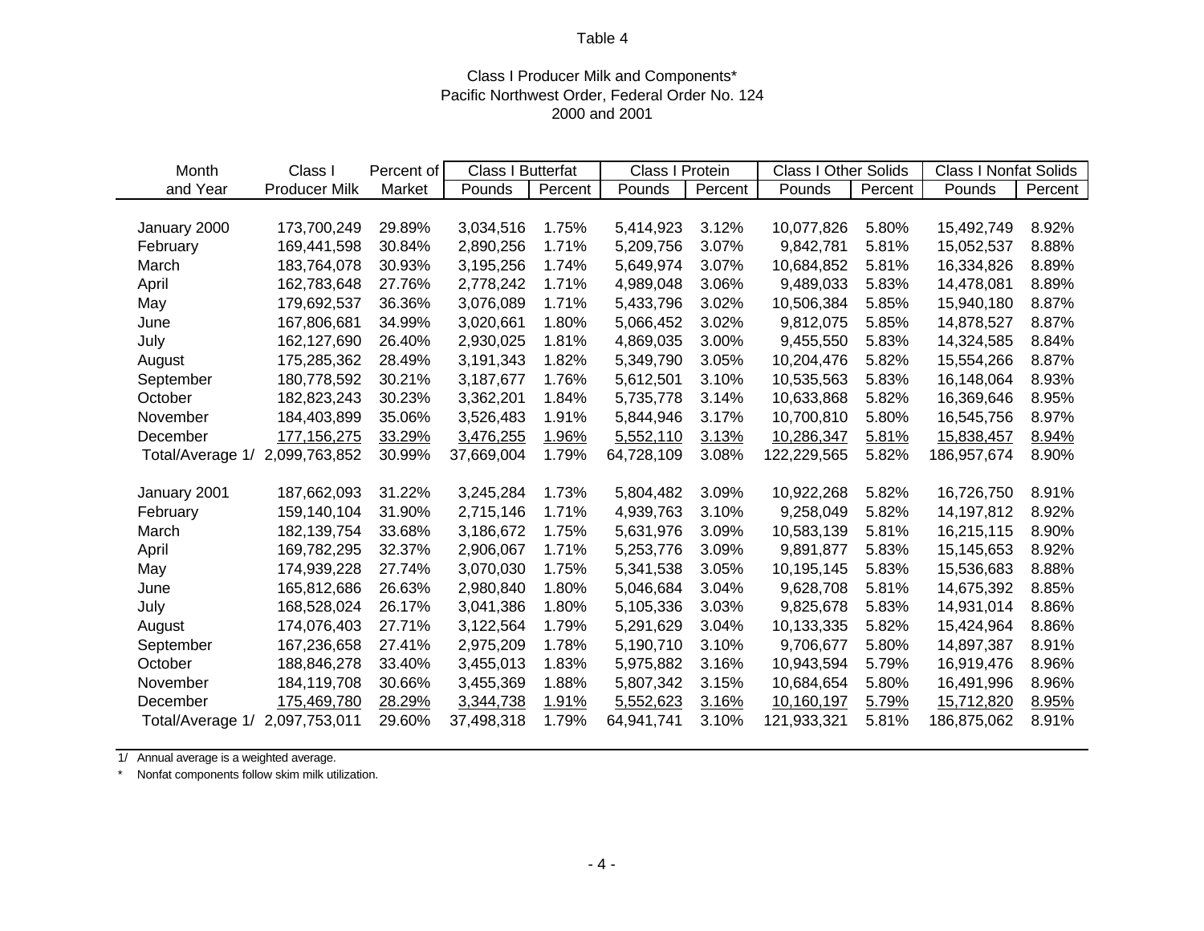Table 4

Class I Producer Milk and Components*
Pacific Northwest Order, Federal Order No. 124
2000 and 2001

| Month and Year | Class I Producer Milk | Percent of Market | Class I Butterfat | | Class I Protein | | Class I Other Solids | | Class I Nonfat Solids | |
|---|---|---|---|---|---|---|---|---|---|---|
| | | | Pounds | Percent | Pounds | Percent | Pounds | Percent | Pounds | Percent |
| January 2000 | 173,700,249 | 29.89% | 3,034,516 | 1.75% | 5,414,923 | 3.12% | 10,077,826 | 5.80% | 15,492,749 | 8.92% |
| February | 169,441,598 | 30.84% | 2,890,256 | 1.71% | 5,209,756 | 3.07% | 9,842,781 | 5.81% | 15,052,537 | 8.88% |
| March | 183,764,078 | 30.93% | 3,195,256 | 1.74% | 5,649,974 | 3.07% | 10,684,852 | 5.81% | 16,334,826 | 8.89% |
| April | 162,783,648 | 27.76% | 2,778,242 | 1.71% | 4,989,048 | 3.06% | 9,489,033 | 5.83% | 14,478,081 | 8.89% |
| May | 179,692,537 | 36.36% | 3,076,089 | 1.71% | 5,433,796 | 3.02% | 10,506,384 | 5.85% | 15,940,180 | 8.87% |
| June | 167,806,681 | 34.99% | 3,020,661 | 1.80% | 5,066,452 | 3.02% | 9,812,075 | 5.85% | 14,878,527 | 8.87% |
| July | 162,127,690 | 26.40% | 2,930,025 | 1.81% | 4,869,035 | 3.00% | 9,455,550 | 5.83% | 14,324,585 | 8.84% |
| August | 175,285,362 | 28.49% | 3,191,343 | 1.82% | 5,349,790 | 3.05% | 10,204,476 | 5.82% | 15,554,266 | 8.87% |
| September | 180,778,592 | 30.21% | 3,187,677 | 1.76% | 5,612,501 | 3.10% | 10,535,563 | 5.83% | 16,148,064 | 8.93% |
| October | 182,823,243 | 30.23% | 3,362,201 | 1.84% | 5,735,778 | 3.14% | 10,633,868 | 5.82% | 16,369,646 | 8.95% |
| November | 184,403,899 | 35.06% | 3,526,483 | 1.91% | 5,844,946 | 3.17% | 10,700,810 | 5.80% | 16,545,756 | 8.97% |
| December | 177,156,275 | 33.29% | 3,476,255 | 1.96% | 5,552,110 | 3.13% | 10,286,347 | 5.81% | 15,838,457 | 8.94% |
| Total/Average 1/ | 2,099,763,852 | 30.99% | 37,669,004 | 1.79% | 64,728,109 | 3.08% | 122,229,565 | 5.82% | 186,957,674 | 8.90% |
| January 2001 | 187,662,093 | 31.22% | 3,245,284 | 1.73% | 5,804,482 | 3.09% | 10,922,268 | 5.82% | 16,726,750 | 8.91% |
| February | 159,140,104 | 31.90% | 2,715,146 | 1.71% | 4,939,763 | 3.10% | 9,258,049 | 5.82% | 14,197,812 | 8.92% |
| March | 182,139,754 | 33.68% | 3,186,672 | 1.75% | 5,631,976 | 3.09% | 10,583,139 | 5.81% | 16,215,115 | 8.90% |
| April | 169,782,295 | 32.37% | 2,906,067 | 1.71% | 5,253,776 | 3.09% | 9,891,877 | 5.83% | 15,145,653 | 8.92% |
| May | 174,939,228 | 27.74% | 3,070,030 | 1.75% | 5,341,538 | 3.05% | 10,195,145 | 5.83% | 15,536,683 | 8.88% |
| June | 165,812,686 | 26.63% | 2,980,840 | 1.80% | 5,046,684 | 3.04% | 9,628,708 | 5.81% | 14,675,392 | 8.85% |
| July | 168,528,024 | 26.17% | 3,041,386 | 1.80% | 5,105,336 | 3.03% | 9,825,678 | 5.83% | 14,931,014 | 8.86% |
| August | 174,076,403 | 27.71% | 3,122,564 | 1.79% | 5,291,629 | 3.04% | 10,133,335 | 5.82% | 15,424,964 | 8.86% |
| September | 167,236,658 | 27.41% | 2,975,209 | 1.78% | 5,190,710 | 3.10% | 9,706,677 | 5.80% | 14,897,387 | 8.91% |
| October | 188,846,278 | 33.40% | 3,455,013 | 1.83% | 5,975,882 | 3.16% | 10,943,594 | 5.79% | 16,919,476 | 8.96% |
| November | 184,119,708 | 30.66% | 3,455,369 | 1.88% | 5,807,342 | 3.15% | 10,684,654 | 5.80% | 16,491,996 | 8.96% |
| December | 175,469,780 | 28.29% | 3,344,738 | 1.91% | 5,552,623 | 3.16% | 10,160,197 | 5.79% | 15,712,820 | 8.95% |
| Total/Average 1/ | 2,097,753,011 | 29.60% | 37,498,318 | 1.79% | 64,941,741 | 3.10% | 121,933,321 | 5.81% | 186,875,062 | 8.91% |

1/ Annual average is a weighted average.

\* Nonfat components follow skim milk utilization.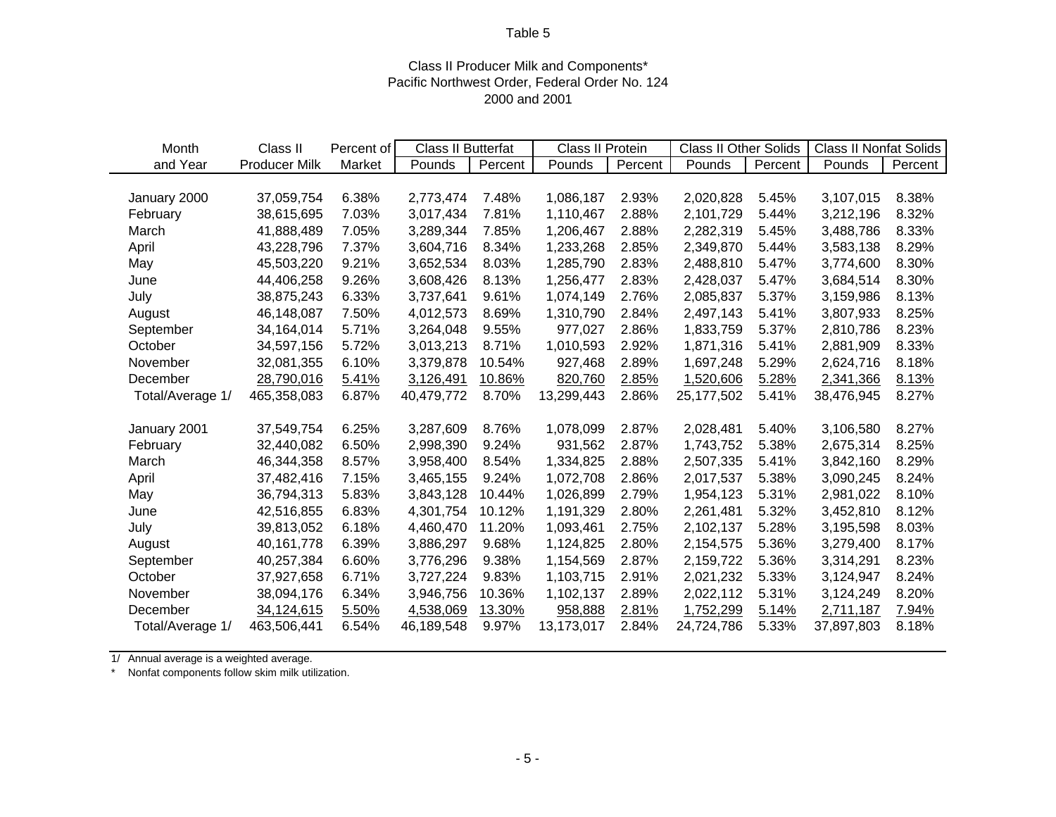Table 5

Class II Producer Milk and Components*
Pacific Northwest Order, Federal Order No. 124
2000 and 2001

| Month and Year | Class II Producer Milk | Percent of Market | Class II Butterfat | | Class II Protein | | Class II Other Solids | | Class II Nonfat Solids | |
|---|---|---|---|---|---|---|---|---|---|---|
| | | | Pounds | Percent | Pounds | Percent | Pounds | Percent | Pounds | Percent |
| January 2000 | 37,059,754 | 6.38% | 2,773,474 | 7.48% | 1,086,187 | 2.93% | 2,020,828 | 5.45% | 3,107,015 | 8.38% |
| February | 38,615,695 | 7.03% | 3,017,434 | 7.81% | 1,110,467 | 2.88% | 2,101,729 | 5.44% | 3,212,196 | 8.32% |
| March | 41,888,489 | 7.05% | 3,289,344 | 7.85% | 1,206,467 | 2.88% | 2,282,319 | 5.45% | 3,488,786 | 8.33% |
| April | 43,228,796 | 7.37% | 3,604,716 | 8.34% | 1,233,268 | 2.85% | 2,349,870 | 5.44% | 3,583,138 | 8.29% |
| May | 45,503,220 | 9.21% | 3,652,534 | 8.03% | 1,285,790 | 2.83% | 2,488,810 | 5.47% | 3,774,600 | 8.30% |
| June | 44,406,258 | 9.26% | 3,608,426 | 8.13% | 1,256,477 | 2.83% | 2,428,037 | 5.47% | 3,684,514 | 8.30% |
| July | 38,875,243 | 6.33% | 3,737,641 | 9.61% | 1,074,149 | 2.76% | 2,085,837 | 5.37% | 3,159,986 | 8.13% |
| August | 46,148,087 | 7.50% | 4,012,573 | 8.69% | 1,310,790 | 2.84% | 2,497,143 | 5.41% | 3,807,933 | 8.25% |
| September | 34,164,014 | 5.71% | 3,264,048 | 9.55% | 977,027 | 2.86% | 1,833,759 | 5.37% | 2,810,786 | 8.23% |
| October | 34,597,156 | 5.72% | 3,013,213 | 8.71% | 1,010,593 | 2.92% | 1,871,316 | 5.41% | 2,881,909 | 8.33% |
| November | 32,081,355 | 6.10% | 3,379,878 | 10.54% | 927,468 | 2.89% | 1,697,248 | 5.29% | 2,624,716 | 8.18% |
| December | 28,790,016 | 5.41% | 3,126,491 | 10.86% | 820,760 | 2.85% | 1,520,606 | 5.28% | 2,341,366 | 8.13% |
| Total/Average 1/ | 465,358,083 | 6.87% | 40,479,772 | 8.70% | 13,299,443 | 2.86% | 25,177,502 | 5.41% | 38,476,945 | 8.27% |
| | | | | | | | | | | |
| January 2001 | 37,549,754 | 6.25% | 3,287,609 | 8.76% | 1,078,099 | 2.87% | 2,028,481 | 5.40% | 3,106,580 | 8.27% |
| February | 32,440,082 | 6.50% | 2,998,390 | 9.24% | 931,562 | 2.87% | 1,743,752 | 5.38% | 2,675,314 | 8.25% |
| March | 46,344,358 | 8.57% | 3,958,400 | 8.54% | 1,334,825 | 2.88% | 2,507,335 | 5.41% | 3,842,160 | 8.29% |
| April | 37,482,416 | 7.15% | 3,465,155 | 9.24% | 1,072,708 | 2.86% | 2,017,537 | 5.38% | 3,090,245 | 8.24% |
| May | 36,794,313 | 5.83% | 3,843,128 | 10.44% | 1,026,899 | 2.79% | 1,954,123 | 5.31% | 2,981,022 | 8.10% |
| June | 42,516,855 | 6.83% | 4,301,754 | 10.12% | 1,191,329 | 2.80% | 2,261,481 | 5.32% | 3,452,810 | 8.12% |
| July | 39,813,052 | 6.18% | 4,460,470 | 11.20% | 1,093,461 | 2.75% | 2,102,137 | 5.28% | 3,195,598 | 8.03% |
| August | 40,161,778 | 6.39% | 3,886,297 | 9.68% | 1,124,825 | 2.80% | 2,154,575 | 5.36% | 3,279,400 | 8.17% |
| September | 40,257,384 | 6.60% | 3,776,296 | 9.38% | 1,154,569 | 2.87% | 2,159,722 | 5.36% | 3,314,291 | 8.23% |
| October | 37,927,658 | 6.71% | 3,727,224 | 9.83% | 1,103,715 | 2.91% | 2,021,232 | 5.33% | 3,124,947 | 8.24% |
| November | 38,094,176 | 6.34% | 3,946,756 | 10.36% | 1,102,137 | 2.89% | 2,022,112 | 5.31% | 3,124,249 | 8.20% |
| December | 34,124,615 | 5.50% | 4,538,069 | 13.30% | 958,888 | 2.81% | 1,752,299 | 5.14% | 2,711,187 | 7.94% |
| Total/Average 1/ | 463,506,441 | 6.54% | 46,189,548 | 9.97% | 13,173,017 | 2.84% | 24,724,786 | 5.33% | 37,897,803 | 8.18% |

1/ Annual average is a weighted average.

\* Nonfat components follow skim milk utilization.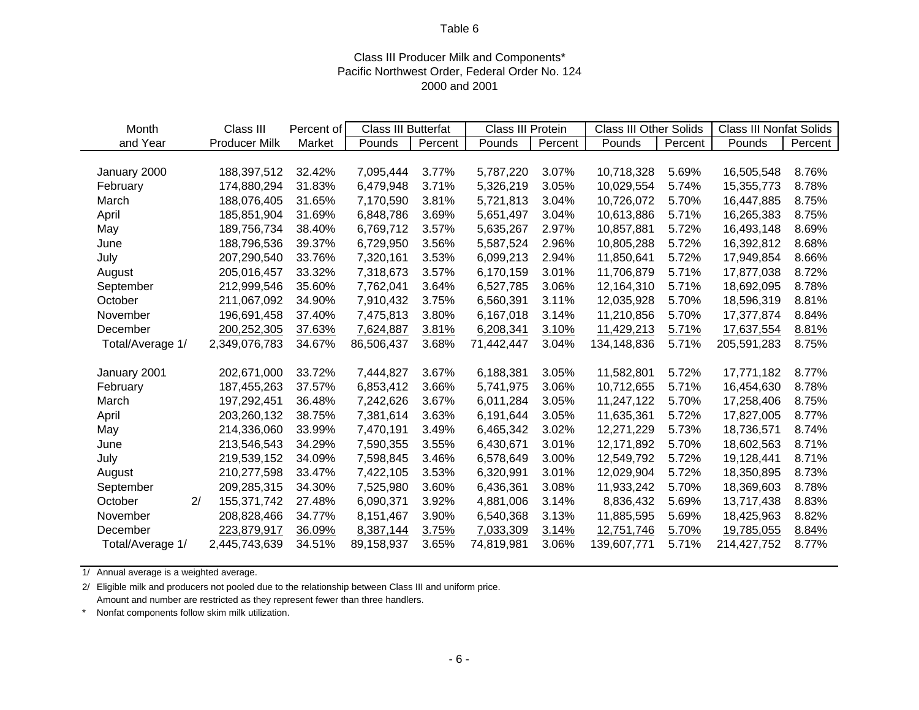Table 6

Class III Producer Milk and Components*
Pacific Northwest Order, Federal Order No. 124
2000 and 2001

| Month and Year | Class III Producer Milk | Percent of Market | Class III Butterfat | | Class III Protein | | Class III Other Solids | | Class III Nonfat Solids | |
|---|---|---|---|---|---|---|---|---|---|---|
| | | | Pounds | Percent | Pounds | Percent | Pounds | Percent | Pounds | Percent |
| January 2000 | 188,397,512 | 32.42% | 7,095,444 | 3.77% | 5,787,220 | 3.07% | 10,718,328 | 5.69% | 16,505,548 | 8.76% |
| February | 174,880,294 | 31.83% | 6,479,948 | 3.71% | 5,326,219 | 3.05% | 10,029,554 | 5.74% | 15,355,773 | 8.78% |
| March | 188,076,405 | 31.65% | 7,170,590 | 3.81% | 5,721,813 | 3.04% | 10,726,072 | 5.70% | 16,447,885 | 8.75% |
| April | 185,851,904 | 31.69% | 6,848,786 | 3.69% | 5,651,497 | 3.04% | 10,613,886 | 5.71% | 16,265,383 | 8.75% |
| May | 189,756,734 | 38.40% | 6,769,712 | 3.57% | 5,635,267 | 2.97% | 10,857,881 | 5.72% | 16,493,148 | 8.69% |
| June | 188,796,536 | 39.37% | 6,729,950 | 3.56% | 5,587,524 | 2.96% | 10,805,288 | 5.72% | 16,392,812 | 8.68% |
| July | 207,290,540 | 33.76% | 7,320,161 | 3.53% | 6,099,213 | 2.94% | 11,850,641 | 5.72% | 17,949,854 | 8.66% |
| August | 205,016,457 | 33.32% | 7,318,673 | 3.57% | 6,170,159 | 3.01% | 11,706,879 | 5.71% | 17,877,038 | 8.72% |
| September | 212,999,546 | 35.60% | 7,762,041 | 3.64% | 6,527,785 | 3.06% | 12,164,310 | 5.71% | 18,692,095 | 8.78% |
| October | 211,067,092 | 34.90% | 7,910,432 | 3.75% | 6,560,391 | 3.11% | 12,035,928 | 5.70% | 18,596,319 | 8.81% |
| November | 196,691,458 | 37.40% | 7,475,813 | 3.80% | 6,167,018 | 3.14% | 11,210,856 | 5.70% | 17,377,874 | 8.84% |
| December | 200,252,305 | 37.63% | 7,624,887 | 3.81% | 6,208,341 | 3.10% | 11,429,213 | 5.71% | 17,637,554 | 8.81% |
| Total/Average 1/ | 2,349,076,783 | 34.67% | 86,506,437 | 3.68% | 71,442,447 | 3.04% | 134,148,836 | 5.71% | 205,591,283 | 8.75% |
| January 2001 | 202,671,000 | 33.72% | 7,444,827 | 3.67% | 6,188,381 | 3.05% | 11,582,801 | 5.72% | 17,771,182 | 8.77% |
| February | 187,455,263 | 37.57% | 6,853,412 | 3.66% | 5,741,975 | 3.06% | 10,712,655 | 5.71% | 16,454,630 | 8.78% |
| March | 197,292,451 | 36.48% | 7,242,626 | 3.67% | 6,011,284 | 3.05% | 11,247,122 | 5.70% | 17,258,406 | 8.75% |
| April | 203,260,132 | 38.75% | 7,381,614 | 3.63% | 6,191,644 | 3.05% | 11,635,361 | 5.72% | 17,827,005 | 8.77% |
| May | 214,336,060 | 33.99% | 7,470,191 | 3.49% | 6,465,342 | 3.02% | 12,271,229 | 5.73% | 18,736,571 | 8.74% |
| June | 213,546,543 | 34.29% | 7,590,355 | 3.55% | 6,430,671 | 3.01% | 12,171,892 | 5.70% | 18,602,563 | 8.71% |
| July | 219,539,152 | 34.09% | 7,598,845 | 3.46% | 6,578,649 | 3.00% | 12,549,792 | 5.72% | 19,128,441 | 8.71% |
| August | 210,277,598 | 33.47% | 7,422,105 | 3.53% | 6,320,991 | 3.01% | 12,029,904 | 5.72% | 18,350,895 | 8.73% |
| September | 209,285,315 | 34.30% | 7,525,980 | 3.60% | 6,436,361 | 3.08% | 11,933,242 | 5.70% | 18,369,603 | 8.78% |
| October 2/ | 155,371,742 | 27.48% | 6,090,371 | 3.92% | 4,881,006 | 3.14% | 8,836,432 | 5.69% | 13,717,438 | 8.83% |
| November | 208,828,466 | 34.77% | 8,151,467 | 3.90% | 6,540,368 | 3.13% | 11,885,595 | 5.69% | 18,425,963 | 8.82% |
| December | 223,879,917 | 36.09% | 8,387,144 | 3.75% | 7,033,309 | 3.14% | 12,751,746 | 5.70% | 19,785,055 | 8.84% |
| Total/Average 1/ | 2,445,743,639 | 34.51% | 89,158,937 | 3.65% | 74,819,981 | 3.06% | 139,607,771 | 5.71% | 214,427,752 | 8.77% |

1/ Annual average is a weighted average.

2/ Eligible milk and producers not pooled due to the relationship between Class III and uniform price. Amount and number are restricted as they represent fewer than three handlers.

* Nonfat components follow skim milk utilization.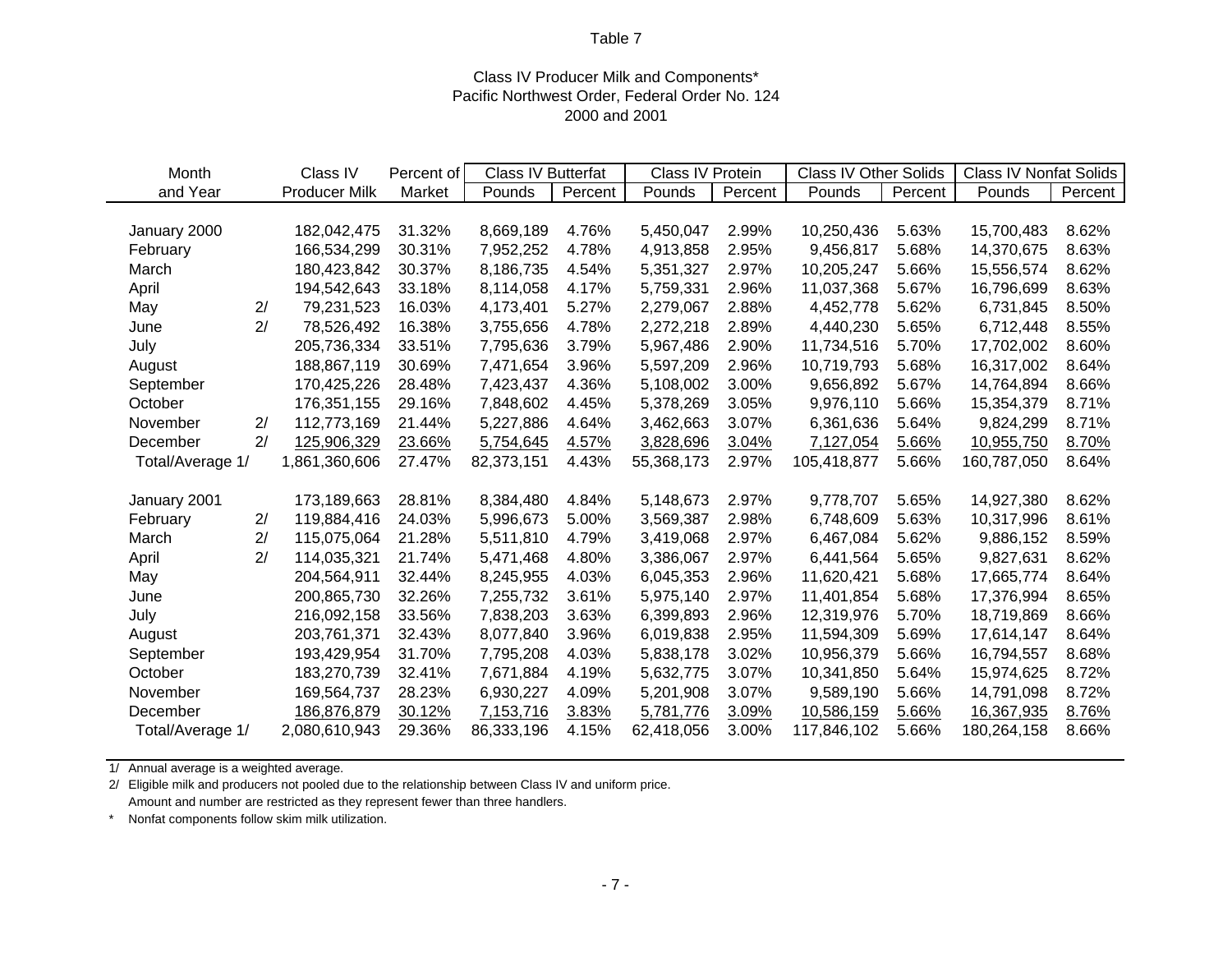Table 7

Class IV Producer Milk and Components*
Pacific Northwest Order, Federal Order No. 124
2000 and 2001

| Month and Year | | Class IV Producer Milk | Percent of Market | Class IV Butterfat | | Class IV Protein | | Class IV Other Solids | | Class IV Nonfat Solids | |
|---|---|---|---|---|---|---|---|---|---|---|---|
| | | | | Pounds | Percent | Pounds | Percent | Pounds | Percent | Pounds | Percent |
| January 2000 | | 182,042,475 | 31.32% | 8,669,189 | 4.76% | 5,450,047 | 2.99% | 10,250,436 | 5.63% | 15,700,483 | 8.62% |
| February | | 166,534,299 | 30.31% | 7,952,252 | 4.78% | 4,913,858 | 2.95% | 9,456,817 | 5.68% | 14,370,675 | 8.63% |
| March | | 180,423,842 | 30.37% | 8,186,735 | 4.54% | 5,351,327 | 2.97% | 10,205,247 | 5.66% | 15,556,574 | 8.62% |
| April | | 194,542,643 | 33.18% | 8,114,058 | 4.17% | 5,759,331 | 2.96% | 11,037,368 | 5.67% | 16,796,699 | 8.63% |
| May | 2/ | 79,231,523 | 16.03% | 4,173,401 | 5.27% | 2,279,067 | 2.88% | 4,452,778 | 5.62% | 6,731,845 | 8.50% |
| June | 2/ | 78,526,492 | 16.38% | 3,755,656 | 4.78% | 2,272,218 | 2.89% | 4,440,230 | 5.65% | 6,712,448 | 8.55% |
| July | | 205,736,334 | 33.51% | 7,795,636 | 3.79% | 5,967,486 | 2.90% | 11,734,516 | 5.70% | 17,702,002 | 8.60% |
| August | | 188,867,119 | 30.69% | 7,471,654 | 3.96% | 5,597,209 | 2.96% | 10,719,793 | 5.68% | 16,317,002 | 8.64% |
| September | | 170,425,226 | 28.48% | 7,423,437 | 4.36% | 5,108,002 | 3.00% | 9,656,892 | 5.67% | 14,764,894 | 8.66% |
| October | | 176,351,155 | 29.16% | 7,848,602 | 4.45% | 5,378,269 | 3.05% | 9,976,110 | 5.66% | 15,354,379 | 8.71% |
| November | 2/ | 112,773,169 | 21.44% | 5,227,886 | 4.64% | 3,462,663 | 3.07% | 6,361,636 | 5.64% | 9,824,299 | 8.71% |
| December | 2/ | 125,906,329 | 23.66% | 5,754,645 | 4.57% | 3,828,696 | 3.04% | 7,127,054 | 5.66% | 10,955,750 | 8.70% |
| Total/Average 1/ | | 1,861,360,606 | 27.47% | 82,373,151 | 4.43% | 55,368,173 | 2.97% | 105,418,877 | 5.66% | 160,787,050 | 8.64% |
| | | | | | | | | | | | |
| January 2001 | | 173,189,663 | 28.81% | 8,384,480 | 4.84% | 5,148,673 | 2.97% | 9,778,707 | 5.65% | 14,927,380 | 8.62% |
| February | 2/ | 119,884,416 | 24.03% | 5,996,673 | 5.00% | 3,569,387 | 2.98% | 6,748,609 | 5.63% | 10,317,996 | 8.61% |
| March | 2/ | 115,075,064 | 21.28% | 5,511,810 | 4.79% | 3,419,068 | 2.97% | 6,467,084 | 5.62% | 9,886,152 | 8.59% |
| April | 2/ | 114,035,321 | 21.74% | 5,471,468 | 4.80% | 3,386,067 | 2.97% | 6,441,564 | 5.65% | 9,827,631 | 8.62% |
| May | | 204,564,911 | 32.44% | 8,245,955 | 4.03% | 6,045,353 | 2.96% | 11,620,421 | 5.68% | 17,665,774 | 8.64% |
| June | | 200,865,730 | 32.26% | 7,255,732 | 3.61% | 5,975,140 | 2.97% | 11,401,854 | 5.68% | 17,376,994 | 8.65% |
| July | | 216,092,158 | 33.56% | 7,838,203 | 3.63% | 6,399,893 | 2.96% | 12,319,976 | 5.70% | 18,719,869 | 8.66% |
| August | | 203,761,371 | 32.43% | 8,077,840 | 3.96% | 6,019,838 | 2.95% | 11,594,309 | 5.69% | 17,614,147 | 8.64% |
| September | | 193,429,954 | 31.70% | 7,795,208 | 4.03% | 5,838,178 | 3.02% | 10,956,379 | 5.66% | 16,794,557 | 8.68% |
| October | | 183,270,739 | 32.41% | 7,671,884 | 4.19% | 5,632,775 | 3.07% | 10,341,850 | 5.64% | 15,974,625 | 8.72% |
| November | | 169,564,737 | 28.23% | 6,930,227 | 4.09% | 5,201,908 | 3.07% | 9,589,190 | 5.66% | 14,791,098 | 8.72% |
| December | | 186,876,879 | 30.12% | 7,153,716 | 3.83% | 5,781,776 | 3.09% | 10,586,159 | 5.66% | 16,367,935 | 8.76% |
| Total/Average 1/ | | 2,080,610,943 | 29.36% | 86,333,196 | 4.15% | 62,418,056 | 3.00% | 117,846,102 | 5.66% | 180,264,158 | 8.66% |

1/ Annual average is a weighted average.

2/ Eligible milk and producers not pooled due to the relationship between Class IV and uniform price.
Amount and number are restricted as they represent fewer than three handlers.

\* Nonfat components follow skim milk utilization.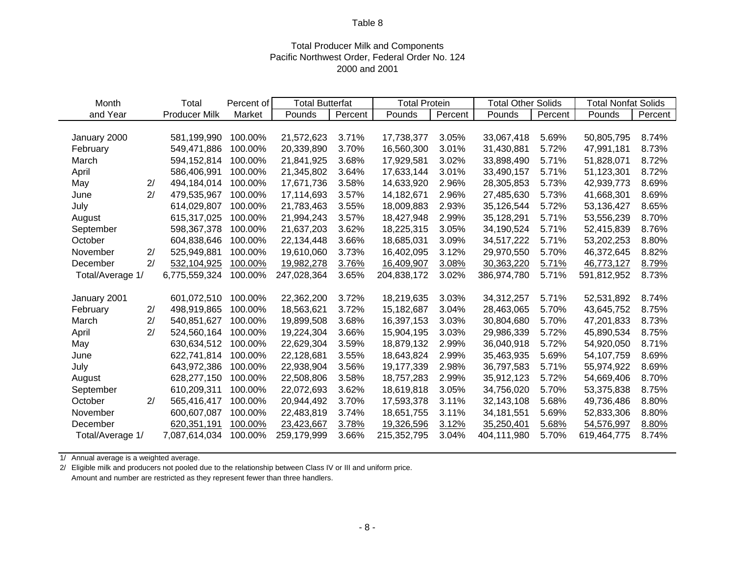Table 8

Total Producer Milk and Components
Pacific Northwest Order, Federal Order No. 124
2000 and 2001

| Month and Year | | Total Producer Milk | Percent of Market | Total Butterfat Pounds | Total Butterfat Percent | Total Protein Pounds | Total Protein Percent | Total Other Solids Pounds | Total Other Solids Percent | Total Nonfat Solids Pounds | Total Nonfat Solids Percent |
|---|---|---|---|---|---|---|---|---|---|---|---|
| January 2000 | | 581,199,990 | 100.00% | 21,572,623 | 3.71% | 17,738,377 | 3.05% | 33,067,418 | 5.69% | 50,805,795 | 8.74% |
| February | | 549,471,886 | 100.00% | 20,339,890 | 3.70% | 16,560,300 | 3.01% | 31,430,881 | 5.72% | 47,991,181 | 8.73% |
| March | | 594,152,814 | 100.00% | 21,841,925 | 3.68% | 17,929,581 | 3.02% | 33,898,490 | 5.71% | 51,828,071 | 8.72% |
| April | | 586,406,991 | 100.00% | 21,345,802 | 3.64% | 17,633,144 | 3.01% | 33,490,157 | 5.71% | 51,123,301 | 8.72% |
| May | 2/ | 494,184,014 | 100.00% | 17,671,736 | 3.58% | 14,633,920 | 2.96% | 28,305,853 | 5.73% | 42,939,773 | 8.69% |
| June | 2/ | 479,535,967 | 100.00% | 17,114,693 | 3.57% | 14,182,671 | 2.96% | 27,485,630 | 5.73% | 41,668,301 | 8.69% |
| July | | 614,029,807 | 100.00% | 21,783,463 | 3.55% | 18,009,883 | 2.93% | 35,126,544 | 5.72% | 53,136,427 | 8.65% |
| August | | 615,317,025 | 100.00% | 21,994,243 | 3.57% | 18,427,948 | 2.99% | 35,128,291 | 5.71% | 53,556,239 | 8.70% |
| September | | 598,367,378 | 100.00% | 21,637,203 | 3.62% | 18,225,315 | 3.05% | 34,190,524 | 5.71% | 52,415,839 | 8.76% |
| October | | 604,838,646 | 100.00% | 22,134,448 | 3.66% | 18,685,031 | 3.09% | 34,517,222 | 5.71% | 53,202,253 | 8.80% |
| November | 2/ | 525,949,881 | 100.00% | 19,610,060 | 3.73% | 16,402,095 | 3.12% | 29,970,550 | 5.70% | 46,372,645 | 8.82% |
| December | 2/ | 532,104,925 | 100.00% | 19,982,278 | 3.76% | 16,409,907 | 3.08% | 30,363,220 | 5.71% | 46,773,127 | 8.79% |
| Total/Average 1/ | | 6,775,559,324 | 100.00% | 247,028,364 | 3.65% | 204,838,172 | 3.02% | 386,974,780 | 5.71% | 591,812,952 | 8.73% |
| | | | | | | | | | | | |
| January 2001 | | 601,072,510 | 100.00% | 22,362,200 | 3.72% | 18,219,635 | 3.03% | 34,312,257 | 5.71% | 52,531,892 | 8.74% |
| February | 2/ | 498,919,865 | 100.00% | 18,563,621 | 3.72% | 15,182,687 | 3.04% | 28,463,065 | 5.70% | 43,645,752 | 8.75% |
| March | 2/ | 540,851,627 | 100.00% | 19,899,508 | 3.68% | 16,397,153 | 3.03% | 30,804,680 | 5.70% | 47,201,833 | 8.73% |
| April | 2/ | 524,560,164 | 100.00% | 19,224,304 | 3.66% | 15,904,195 | 3.03% | 29,986,339 | 5.72% | 45,890,534 | 8.75% |
| May | | 630,634,512 | 100.00% | 22,629,304 | 3.59% | 18,879,132 | 2.99% | 36,040,918 | 5.72% | 54,920,050 | 8.71% |
| June | | 622,741,814 | 100.00% | 22,128,681 | 3.55% | 18,643,824 | 2.99% | 35,463,935 | 5.69% | 54,107,759 | 8.69% |
| July | | 643,972,386 | 100.00% | 22,938,904 | 3.56% | 19,177,339 | 2.98% | 36,797,583 | 5.71% | 55,974,922 | 8.69% |
| August | | 628,277,150 | 100.00% | 22,508,806 | 3.58% | 18,757,283 | 2.99% | 35,912,123 | 5.72% | 54,669,406 | 8.70% |
| September | | 610,209,311 | 100.00% | 22,072,693 | 3.62% | 18,619,818 | 3.05% | 34,756,020 | 5.70% | 53,375,838 | 8.75% |
| October | 2/ | 565,416,417 | 100.00% | 20,944,492 | 3.70% | 17,593,378 | 3.11% | 32,143,108 | 5.68% | 49,736,486 | 8.80% |
| November | | 600,607,087 | 100.00% | 22,483,819 | 3.74% | 18,651,755 | 3.11% | 34,181,551 | 5.69% | 52,833,306 | 8.80% |
| December | | 620,351,191 | 100.00% | 23,423,667 | 3.78% | 19,326,596 | 3.12% | 35,250,401 | 5.68% | 54,576,997 | 8.80% |
| Total/Average 1/ | | 7,087,614,034 | 100.00% | 259,179,999 | 3.66% | 215,352,795 | 3.04% | 404,111,980 | 5.70% | 619,464,775 | 8.74% |

1/ Annual average is a weighted average.

2/ Eligible milk and producers not pooled due to the relationship between Class IV or III and uniform price.
Amount and number are restricted as they represent fewer than three handlers.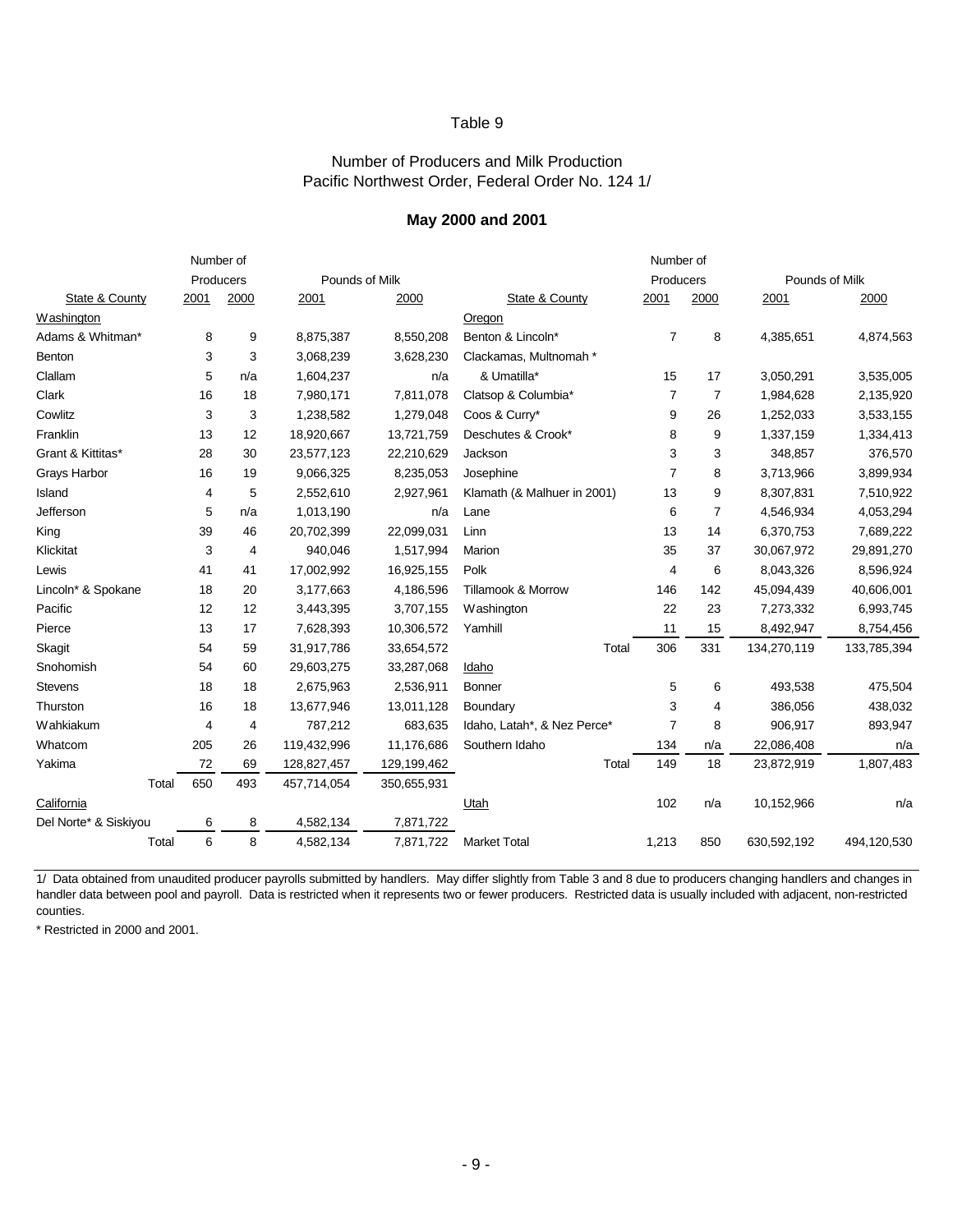Table 9

Number of Producers and Milk Production
Pacific Northwest Order, Federal Order No. 124 1/

**May 2000 and 2001**

| State & County | Number of Producers 2001 | Number of Producers 2000 | Pounds of Milk 2001 | Pounds of Milk 2000 | State & County | Number of Producers 2001 | Number of Producers 2000 | Pounds of Milk 2001 | Pounds of Milk 2000 |
|---|---|---|---|---|---|---|---|---|---|
| Washington | | | | | Oregon | | | | |
| Adams & Whitman* | 8 | 9 | 8,875,387 | 8,550,208 | Benton & Lincoln* | 7 | 8 | 4,385,651 | 4,874,563 |
| Benton | 3 | 3 | 3,068,239 | 3,628,230 | Clackamas, Multnomah * | | | | |
| Clallam | 5 | n/a | 1,604,237 | n/a | & Umatilla* | 15 | 17 | 3,050,291 | 3,535,005 |
| Clark | 16 | 18 | 7,980,171 | 7,811,078 | Clatsop & Columbia* | 7 | 7 | 1,984,628 | 2,135,920 |
| Cowlitz | 3 | 3 | 1,238,582 | 1,279,048 | Coos & Curry* | 9 | 26 | 1,252,033 | 3,533,155 |
| Franklin | 13 | 12 | 18,920,667 | 13,721,759 | Deschutes & Crook* | 8 | 9 | 1,337,159 | 1,334,413 |
| Grant & Kittitas* | 28 | 30 | 23,577,123 | 22,210,629 | Jackson | 3 | 3 | 348,857 | 376,570 |
| Grays Harbor | 16 | 19 | 9,066,325 | 8,235,053 | Josephine | 7 | 8 | 3,713,966 | 3,899,934 |
| Island | 4 | 5 | 2,552,610 | 2,927,961 | Klamath (& Malhuer in 2001) | 13 | 9 | 8,307,831 | 7,510,922 |
| Jefferson | 5 | n/a | 1,013,190 | n/a | Lane | 6 | 7 | 4,546,934 | 4,053,294 |
| King | 39 | 46 | 20,702,399 | 22,099,031 | Linn | 13 | 14 | 6,370,753 | 7,689,222 |
| Klickitat | 3 | 4 | 940,046 | 1,517,994 | Marion | 35 | 37 | 30,067,972 | 29,891,270 |
| Lewis | 41 | 41 | 17,002,992 | 16,925,155 | Polk | 4 | 6 | 8,043,326 | 8,596,924 |
| Lincoln* & Spokane | 18 | 20 | 3,177,663 | 4,186,596 | Tillamook & Morrow | 146 | 142 | 45,094,439 | 40,606,001 |
| Pacific | 12 | 12 | 3,443,395 | 3,707,155 | Washington | 22 | 23 | 7,273,332 | 6,993,745 |
| Pierce | 13 | 17 | 7,628,393 | 10,306,572 | Yamhill | 11 | 15 | 8,492,947 | 8,754,456 |
| Skagit | 54 | 59 | 31,917,786 | 33,654,572 | Total | 306 | 331 | 134,270,119 | 133,785,394 |
| Snohomish | 54 | 60 | 29,603,275 | 33,287,068 | Idaho | | | | |
| Stevens | 18 | 18 | 2,675,963 | 2,536,911 | Bonner | 5 | 6 | 493,538 | 475,504 |
| Thurston | 16 | 18 | 13,677,946 | 13,011,128 | Boundary | 3 | 4 | 386,056 | 438,032 |
| Wahkiakum | 4 | 4 | 787,212 | 683,635 | Idaho, Latah*, & Nez Perce* | 7 | 8 | 906,917 | 893,947 |
| Whatcom | 205 | 26 | 119,432,996 | 11,176,686 | Southern Idaho | 134 | n/a | 22,086,408 | n/a |
| Yakima | 72 | 69 | 128,827,457 | 129,199,462 | Total | 149 | 18 | 23,872,919 | 1,807,483 |
| Total | 650 | 493 | 457,714,054 | 350,655,931 | | | | | |
| California | | | | | Utah | 102 | n/a | 10,152,966 | n/a |
| Del Norte* & Siskiyou | 6 | 8 | 4,582,134 | 7,871,722 | | | | | |
| Total | 6 | 8 | 4,582,134 | 7,871,722 | Market Total | 1,213 | 850 | 630,592,192 | 494,120,530 |

1/ Data obtained from unaudited producer payrolls submitted by handlers. May differ slightly from Table 3 and 8 due to producers changing handlers and changes in handler data between pool and payroll. Data is restricted when it represents two or fewer producers. Restricted data is usually included with adjacent, non-restricted counties.

* Restricted in 2000 and 2001.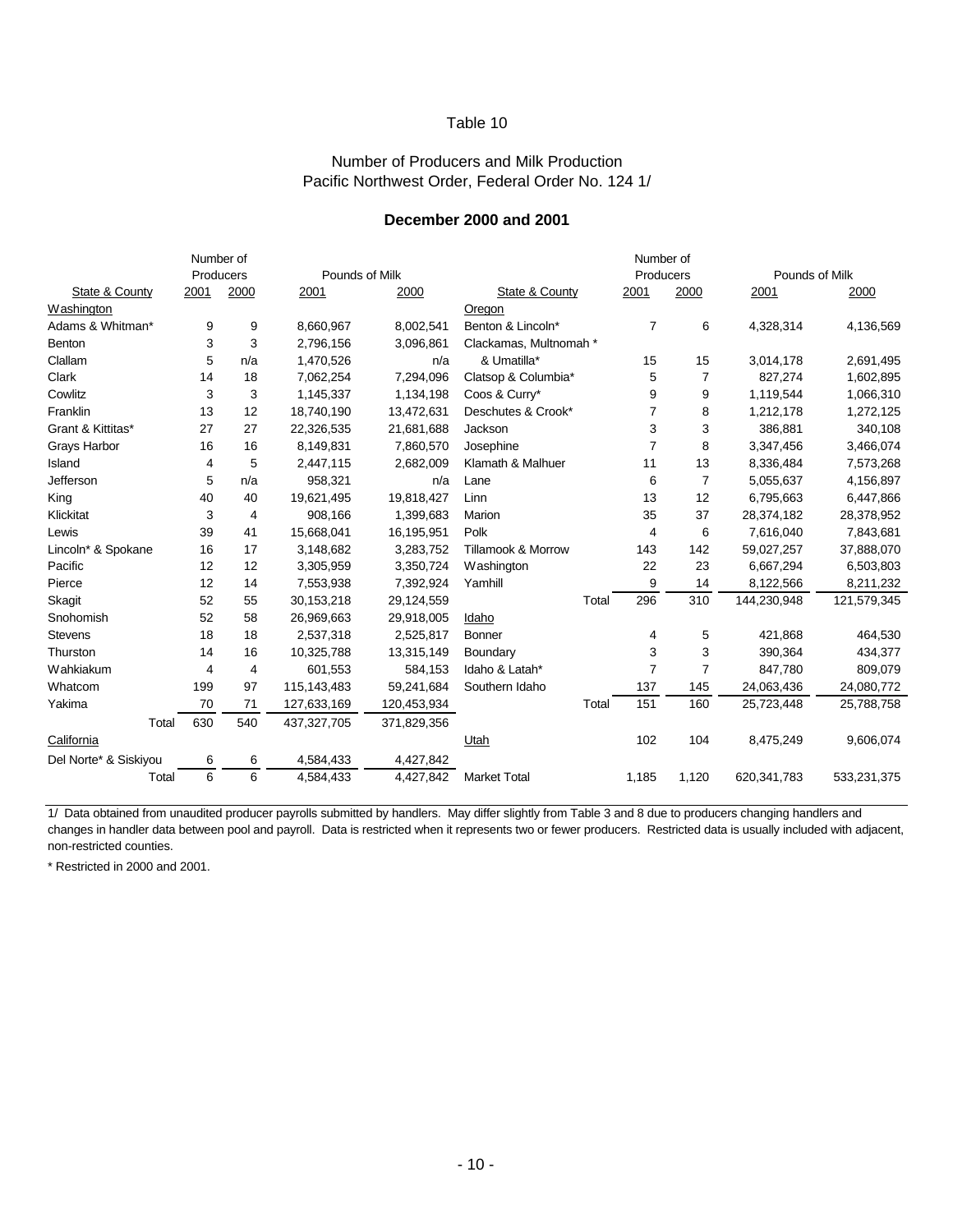Table 10

Number of Producers and Milk Production
Pacific Northwest Order, Federal Order No. 124 1/

**December 2000 and 2001**

| State & County | Number of Producers 2001 | Number of Producers 2000 | Pounds of Milk 2001 | Pounds of Milk 2000 | State & County | Number of Producers 2001 | Number of Producers 2000 | Pounds of Milk 2001 | Pounds of Milk 2000 |
|---|---|---|---|---|---|---|---|---|---|
| Washington | | | | | Oregon | | | | |
| Adams & Whitman* | 9 | 9 | 8,660,967 | 8,002,541 | Benton & Lincoln* | 7 | 6 | 4,328,314 | 4,136,569 |
| Benton | 3 | 3 | 2,796,156 | 3,096,861 | Clackamas, Multnomah * | | | | |
| Clallam | 5 | n/a | 1,470,526 | n/a | & Umatilla* | 15 | 15 | 3,014,178 | 2,691,495 |
| Clark | 14 | 18 | 7,062,254 | 7,294,096 | Clatsop & Columbia* | 5 | 7 | 827,274 | 1,602,895 |
| Cowlitz | 3 | 3 | 1,145,337 | 1,134,198 | Coos & Curry* | 9 | 9 | 1,119,544 | 1,066,310 |
| Franklin | 13 | 12 | 18,740,190 | 13,472,631 | Deschutes & Crook* | 7 | 8 | 1,212,178 | 1,272,125 |
| Grant & Kittitas* | 27 | 27 | 22,326,535 | 21,681,688 | Jackson | 3 | 3 | 386,881 | 340,108 |
| Grays Harbor | 16 | 16 | 8,149,831 | 7,860,570 | Josephine | 7 | 8 | 3,347,456 | 3,466,074 |
| Island | 4 | 5 | 2,447,115 | 2,682,009 | Klamath & Malhuer | 11 | 13 | 8,336,484 | 7,573,268 |
| Jefferson | 5 | n/a | 958,321 | n/a | Lane | 6 | 7 | 5,055,637 | 4,156,897 |
| King | 40 | 40 | 19,621,495 | 19,818,427 | Linn | 13 | 12 | 6,795,663 | 6,447,866 |
| Klickitat | 3 | 4 | 908,166 | 1,399,683 | Marion | 35 | 37 | 28,374,182 | 28,378,952 |
| Lewis | 39 | 41 | 15,668,041 | 16,195,951 | Polk | 4 | 6 | 7,616,040 | 7,843,681 |
| Lincoln* & Spokane | 16 | 17 | 3,148,682 | 3,283,752 | Tillamook & Morrow | 143 | 142 | 59,027,257 | 37,888,070 |
| Pacific | 12 | 12 | 3,305,959 | 3,350,724 | Washington | 22 | 23 | 6,667,294 | 6,503,803 |
| Pierce | 12 | 14 | 7,553,938 | 7,392,924 | Yamhill | 9 | 14 | 8,122,566 | 8,211,232 |
| Skagit | 52 | 55 | 30,153,218 | 29,124,559 | Total | 296 | 310 | 144,230,948 | 121,579,345 |
| Snohomish | 52 | 58 | 26,969,663 | 29,918,005 | Idaho | | | | |
| Stevens | 18 | 18 | 2,537,318 | 2,525,817 | Bonner | 4 | 5 | 421,868 | 464,530 |
| Thurston | 14 | 16 | 10,325,788 | 13,315,149 | Boundary | 3 | 3 | 390,364 | 434,377 |
| Wahkiakum | 4 | 4 | 601,553 | 584,153 | Idaho & Latah* | 7 | 7 | 847,780 | 809,079 |
| Whatcom | 199 | 97 | 115,143,483 | 59,241,684 | Southern Idaho | 137 | 145 | 24,063,436 | 24,080,772 |
| Yakima | 70 | 71 | 127,633,169 | 120,453,934 | Total | 151 | 160 | 25,723,448 | 25,788,758 |
| Total | 630 | 540 | 437,327,705 | 371,829,356 | | | | | |
| California | | | | | Utah | 102 | 104 | 8,475,249 | 9,606,074 |
| Del Norte* & Siskiyou | 6 | 6 | 4,584,433 | 4,427,842 | | | | | |
| Total | 6 | 6 | 4,584,433 | 4,427,842 | Market Total | 1,185 | 1,120 | 620,341,783 | 533,231,375 |

1/ Data obtained from unaudited producer payrolls submitted by handlers. May differ slightly from Table 3 and 8 due to producers changing handlers and changes in handler data between pool and payroll. Data is restricted when it represents two or fewer producers. Restricted data is usually included with adjacent, non-restricted counties.

* Restricted in 2000 and 2001.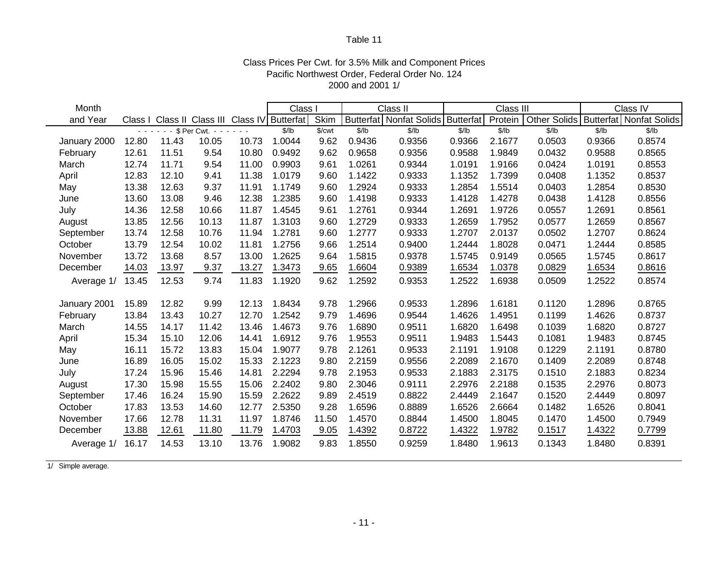Table 11

Class Prices Per Cwt. for 3.5% Milk and Component Prices
Pacific Northwest Order, Federal Order No. 124
2000 and 2001 1/

| Month and Year | Class I | Class II | Class III | Class IV | Class I Butterfat | Class I Skim | Class II Butterfat | Class II Nonfat Solids | Class III Butterfat | Class III Protein | Class III Other Solids | Class IV Butterfat | Class IV Nonfat Solids |
|---|---|---|---|---|---|---|---|---|---|---|---|---|---|
| | $ Per Cwt. | | | | $/lb | $/cwt | $/lb | $/lb | $/lb | $/lb | $/lb | $/lb | $/lb |
| January 2000 | 12.80 | 11.43 | 10.05 | 10.73 | 1.0044 | 9.62 | 0.9436 | 0.9356 | 0.9366 | 2.1677 | 0.0503 | 0.9366 | 0.8574 |
| February | 12.61 | 11.51 | 9.54 | 10.80 | 0.9492 | 9.62 | 0.9658 | 0.9356 | 0.9588 | 1.9849 | 0.0432 | 0.9588 | 0.8565 |
| March | 12.74 | 11.71 | 9.54 | 11.00 | 0.9903 | 9.61 | 1.0261 | 0.9344 | 1.0191 | 1.9166 | 0.0424 | 1.0191 | 0.8553 |
| April | 12.83 | 12.10 | 9.41 | 11.38 | 1.0179 | 9.60 | 1.1422 | 0.9333 | 1.1352 | 1.7399 | 0.0408 | 1.1352 | 0.8537 |
| May | 13.38 | 12.63 | 9.37 | 11.91 | 1.1749 | 9.60 | 1.2924 | 0.9333 | 1.2854 | 1.5514 | 0.0403 | 1.2854 | 0.8530 |
| June | 13.60 | 13.08 | 9.46 | 12.38 | 1.2385 | 9.60 | 1.4198 | 0.9333 | 1.4128 | 1.4278 | 0.0438 | 1.4128 | 0.8556 |
| July | 14.36 | 12.58 | 10.66 | 11.87 | 1.4545 | 9.61 | 1.2761 | 0.9344 | 1.2691 | 1.9726 | 0.0557 | 1.2691 | 0.8561 |
| August | 13.85 | 12.56 | 10.13 | 11.87 | 1.3103 | 9.60 | 1.2729 | 0.9333 | 1.2659 | 1.7952 | 0.0577 | 1.2659 | 0.8567 |
| September | 13.74 | 12.58 | 10.76 | 11.94 | 1.2781 | 9.60 | 1.2777 | 0.9333 | 1.2707 | 2.0137 | 0.0502 | 1.2707 | 0.8624 |
| October | 13.79 | 12.54 | 10.02 | 11.81 | 1.2756 | 9.66 | 1.2514 | 0.9400 | 1.2444 | 1.8028 | 0.0471 | 1.2444 | 0.8585 |
| November | 13.72 | 13.68 | 8.57 | 13.00 | 1.2625 | 9.64 | 1.5815 | 0.9378 | 1.5745 | 0.9149 | 0.0565 | 1.5745 | 0.8617 |
| December | 14.03 | 13.97 | 9.37 | 13.27 | 1.3473 | 9.65 | 1.6604 | 0.9389 | 1.6534 | 1.0378 | 0.0829 | 1.6534 | 0.8616 |
| Average 1/ | 13.45 | 12.53 | 9.74 | 11.83 | 1.1920 | 9.62 | 1.2592 | 0.9353 | 1.2522 | 1.6938 | 0.0509 | 1.2522 | 0.8574 |
| January 2001 | 15.89 | 12.82 | 9.99 | 12.13 | 1.8434 | 9.78 | 1.2966 | 0.9533 | 1.2896 | 1.6181 | 0.1120 | 1.2896 | 0.8765 |
| February | 13.84 | 13.43 | 10.27 | 12.70 | 1.2542 | 9.79 | 1.4696 | 0.9544 | 1.4626 | 1.4951 | 0.1199 | 1.4626 | 0.8737 |
| March | 14.55 | 14.17 | 11.42 | 13.46 | 1.4673 | 9.76 | 1.6890 | 0.9511 | 1.6820 | 1.6498 | 0.1039 | 1.6820 | 0.8727 |
| April | 15.34 | 15.10 | 12.06 | 14.41 | 1.6912 | 9.76 | 1.9553 | 0.9511 | 1.9483 | 1.5443 | 0.1081 | 1.9483 | 0.8745 |
| May | 16.11 | 15.72 | 13.83 | 15.04 | 1.9077 | 9.78 | 2.1261 | 0.9533 | 2.1191 | 1.9108 | 0.1229 | 2.1191 | 0.8780 |
| June | 16.89 | 16.05 | 15.02 | 15.33 | 2.1223 | 9.80 | 2.2159 | 0.9556 | 2.2089 | 2.1670 | 0.1409 | 2.2089 | 0.8748 |
| July | 17.24 | 15.96 | 15.46 | 14.81 | 2.2294 | 9.78 | 2.1953 | 0.9533 | 2.1883 | 2.3175 | 0.1510 | 2.1883 | 0.8234 |
| August | 17.30 | 15.98 | 15.55 | 15.06 | 2.2402 | 9.80 | 2.3046 | 0.9111 | 2.2976 | 2.2188 | 0.1535 | 2.2976 | 0.8073 |
| September | 17.46 | 16.24 | 15.90 | 15.59 | 2.2622 | 9.89 | 2.4519 | 0.8822 | 2.4449 | 2.1647 | 0.1520 | 2.4449 | 0.8097 |
| October | 17.83 | 13.53 | 14.60 | 12.77 | 2.5350 | 9.28 | 1.6596 | 0.8889 | 1.6526 | 2.6664 | 0.1482 | 1.6526 | 0.8041 |
| November | 17.66 | 12.78 | 11.31 | 11.97 | 1.8746 | 11.50 | 1.4570 | 0.8844 | 1.4500 | 1.8045 | 0.1470 | 1.4500 | 0.7949 |
| December | 13.88 | 12.61 | 11.80 | 11.79 | 1.4703 | 9.05 | 1.4392 | 0.8722 | 1.4322 | 1.9782 | 0.1517 | 1.4322 | 0.7799 |
| Average 1/ | 16.17 | 14.53 | 13.10 | 13.76 | 1.9082 | 9.83 | 1.8550 | 0.9259 | 1.8480 | 1.9613 | 0.1343 | 1.8480 | 0.8391 |

1/ Simple average.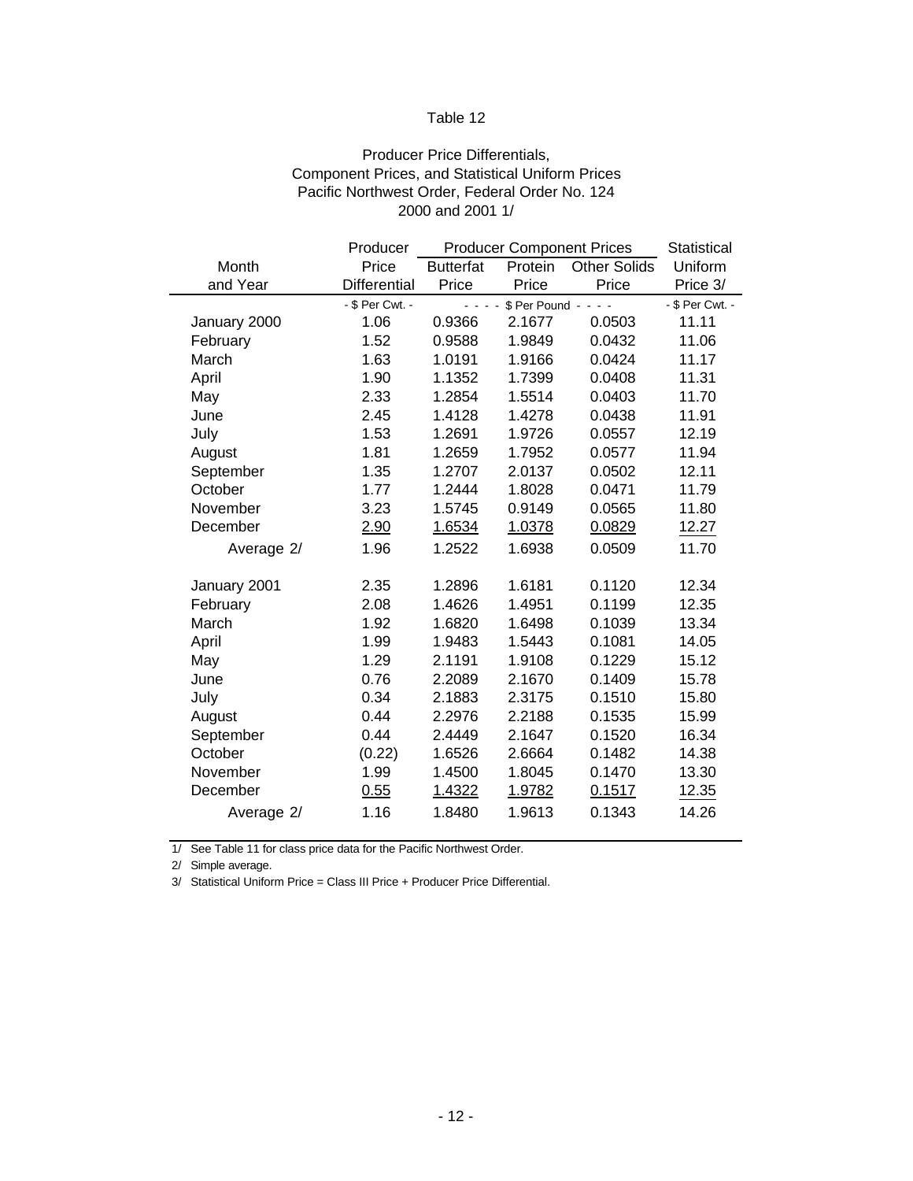Table 12

Producer Price Differentials,
Component Prices, and Statistical Uniform Prices
Pacific Northwest Order, Federal Order No. 124
2000 and 2001 1/

| Month and Year | Producer Price Differential | Producer Component Prices | | | Statistical Uniform Price 3/ |
|---|---|---|---|---|---|
| | | Butterfat Price | Protein Price | Other Solids Price | |
| | - $ Per Cwt. - | - - - - $ Per Pound - - - - | | | - $ Per Cwt. - |
| January 2000 | 1.06 | 0.9366 | 2.1677 | 0.0503 | 11.11 |
| February | 1.52 | 0.9588 | 1.9849 | 0.0432 | 11.06 |
| March | 1.63 | 1.0191 | 1.9166 | 0.0424 | 11.17 |
| April | 1.90 | 1.1352 | 1.7399 | 0.0408 | 11.31 |
| May | 2.33 | 1.2854 | 1.5514 | 0.0403 | 11.70 |
| June | 2.45 | 1.4128 | 1.4278 | 0.0438 | 11.91 |
| July | 1.53 | 1.2691 | 1.9726 | 0.0557 | 12.19 |
| August | 1.81 | 1.2659 | 1.7952 | 0.0577 | 11.94 |
| September | 1.35 | 1.2707 | 2.0137 | 0.0502 | 12.11 |
| October | 1.77 | 1.2444 | 1.8028 | 0.0471 | 11.79 |
| November | 3.23 | 1.5745 | 0.9149 | 0.0565 | 11.80 |
| December | 2.90 | 1.6534 | 1.0378 | 0.0829 | 12.27 |
| Average 2/ | 1.96 | 1.2522 | 1.6938 | 0.0509 | 11.70 |
| | | | | | |
| January 2001 | 2.35 | 1.2896 | 1.6181 | 0.1120 | 12.34 |
| February | 2.08 | 1.4626 | 1.4951 | 0.1199 | 12.35 |
| March | 1.92 | 1.6820 | 1.6498 | 0.1039 | 13.34 |
| April | 1.99 | 1.9483 | 1.5443 | 0.1081 | 14.05 |
| May | 1.29 | 2.1191 | 1.9108 | 0.1229 | 15.12 |
| June | 0.76 | 2.2089 | 2.1670 | 0.1409 | 15.78 |
| July | 0.34 | 2.1883 | 2.3175 | 0.1510 | 15.80 |
| August | 0.44 | 2.2976 | 2.2188 | 0.1535 | 15.99 |
| September | 0.44 | 2.4449 | 2.1647 | 0.1520 | 16.34 |
| October | (0.22) | 1.6526 | 2.6664 | 0.1482 | 14.38 |
| November | 1.99 | 1.4500 | 1.8045 | 0.1470 | 13.30 |
| December | 0.55 | 1.4322 | 1.9782 | 0.1517 | 12.35 |
| Average 2/ | 1.16 | 1.8480 | 1.9613 | 0.1343 | 14.26 |

1/ See Table 11 for class price data for the Pacific Northwest Order.

2/ Simple average.

3/ Statistical Uniform Price = Class III Price + Producer Price Differential.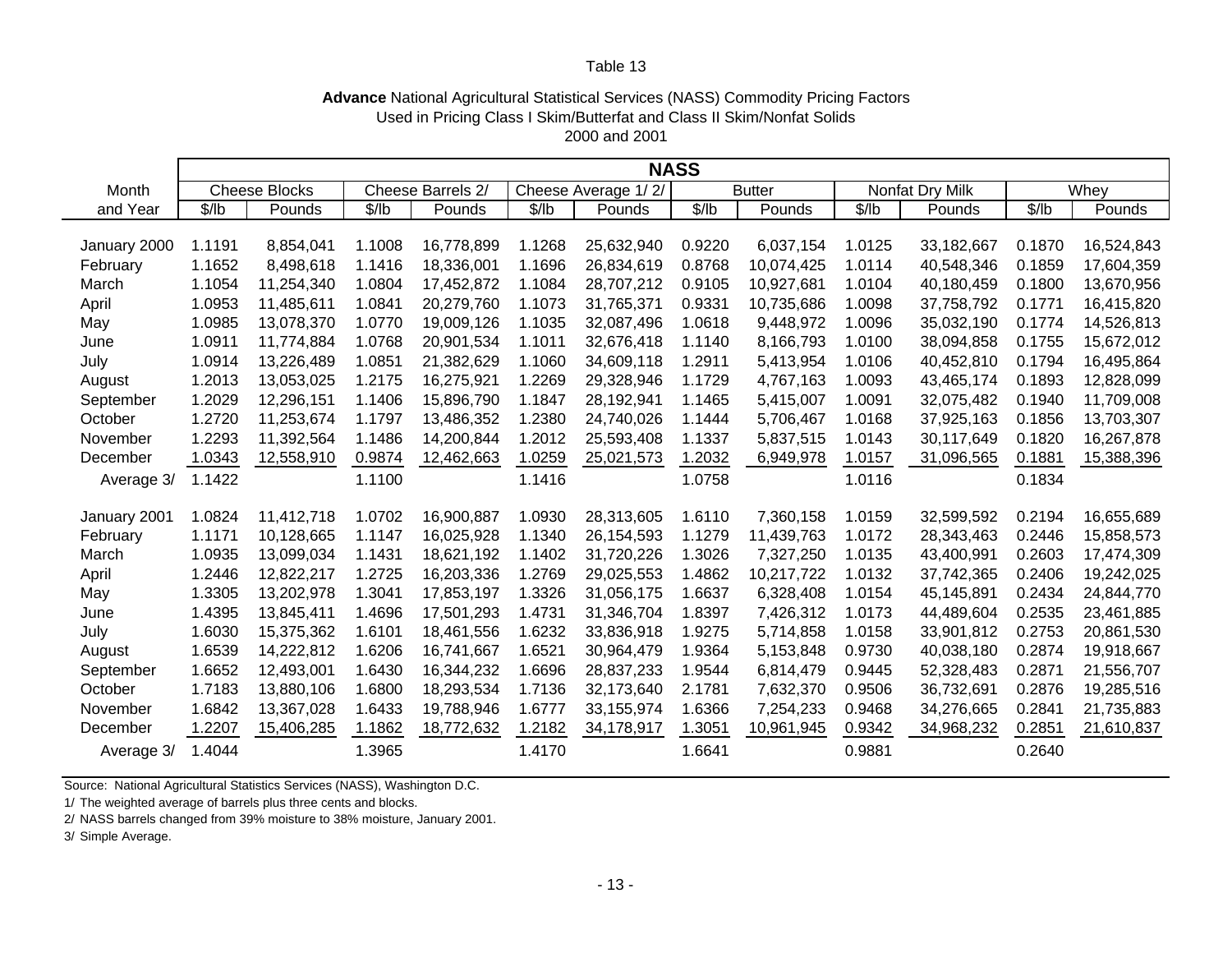Table 13

**Advance** National Agricultural Statistical Services (NASS) Commodity Pricing Factors
Used in Pricing Class I Skim/Butterfat and Class II Skim/Nonfat Solids
2000 and 2001

| Month | NASS | | | | | | | | | | | |
|---|---|---|---|---|---|---|---|---|---|---|---|---|
| | Cheese Blocks | | Cheese Barrels 2/ | | Cheese Average 1/ 2/ | | Butter | | Nonfat Dry Milk | | Whey | |
| and Year | $/lb | Pounds | $/lb | Pounds | $/lb | Pounds | $/lb | Pounds | $/lb | Pounds | $/lb | Pounds |
| January 2000 | 1.1191 | 8,854,041 | 1.1008 | 16,778,899 | 1.1268 | 25,632,940 | 0.9220 | 6,037,154 | 1.0125 | 33,182,667 | 0.1870 | 16,524,843 |
| February | 1.1652 | 8,498,618 | 1.1416 | 18,336,001 | 1.1696 | 26,834,619 | 0.8768 | 10,074,425 | 1.0114 | 40,548,346 | 0.1859 | 17,604,359 |
| March | 1.1054 | 11,254,340 | 1.0804 | 17,452,872 | 1.1084 | 28,707,212 | 0.9105 | 10,927,681 | 1.0104 | 40,180,459 | 0.1800 | 13,670,956 |
| April | 1.0953 | 11,485,611 | 1.0841 | 20,279,760 | 1.1073 | 31,765,371 | 0.9331 | 10,735,686 | 1.0098 | 37,758,792 | 0.1771 | 16,415,820 |
| May | 1.0985 | 13,078,370 | 1.0770 | 19,009,126 | 1.1035 | 32,087,496 | 1.0618 | 9,448,972 | 1.0096 | 35,032,190 | 0.1774 | 14,526,813 |
| June | 1.0911 | 11,774,884 | 1.0768 | 20,901,534 | 1.1011 | 32,676,418 | 1.1140 | 8,166,793 | 1.0100 | 38,094,858 | 0.1755 | 15,672,012 |
| July | 1.0914 | 13,226,489 | 1.0851 | 21,382,629 | 1.1060 | 34,609,118 | 1.2911 | 5,413,954 | 1.0106 | 40,452,810 | 0.1794 | 16,495,864 |
| August | 1.2013 | 13,053,025 | 1.2175 | 16,275,921 | 1.2269 | 29,328,946 | 1.1729 | 4,767,163 | 1.0093 | 43,465,174 | 0.1893 | 12,828,099 |
| September | 1.2029 | 12,296,151 | 1.1406 | 15,896,790 | 1.1847 | 28,192,941 | 1.1465 | 5,415,007 | 1.0091 | 32,075,482 | 0.1940 | 11,709,008 |
| October | 1.2720 | 11,253,674 | 1.1797 | 13,486,352 | 1.2380 | 24,740,026 | 1.1444 | 5,706,467 | 1.0168 | 37,925,163 | 0.1856 | 13,703,307 |
| November | 1.2293 | 11,392,564 | 1.1486 | 14,200,844 | 1.2012 | 25,593,408 | 1.1337 | 5,837,515 | 1.0143 | 30,117,649 | 0.1820 | 16,267,878 |
| December | 1.0343 | 12,558,910 | 0.9874 | 12,462,663 | 1.0259 | 25,021,573 | 1.2032 | 6,949,978 | 1.0157 | 31,096,565 | 0.1881 | 15,388,396 |
| Average 3/ | 1.1422 | | 1.1100 | | 1.1416 | | 1.0758 | | 1.0116 | | 0.1834 | |
| January 2001 | 1.0824 | 11,412,718 | 1.0702 | 16,900,887 | 1.0930 | 28,313,605 | 1.6110 | 7,360,158 | 1.0159 | 32,599,592 | 0.2194 | 16,655,689 |
| February | 1.1171 | 10,128,665 | 1.1147 | 16,025,928 | 1.1340 | 26,154,593 | 1.1279 | 11,439,763 | 1.0172 | 28,343,463 | 0.2446 | 15,858,573 |
| March | 1.0935 | 13,099,034 | 1.1431 | 18,621,192 | 1.1402 | 31,720,226 | 1.3026 | 7,327,250 | 1.0135 | 43,400,991 | 0.2603 | 17,474,309 |
| April | 1.2446 | 12,822,217 | 1.2725 | 16,203,336 | 1.2769 | 29,025,553 | 1.4862 | 10,217,722 | 1.0132 | 37,742,365 | 0.2406 | 19,242,025 |
| May | 1.3305 | 13,202,978 | 1.3041 | 17,853,197 | 1.3326 | 31,056,175 | 1.6637 | 6,328,408 | 1.0154 | 45,145,891 | 0.2434 | 24,844,770 |
| June | 1.4395 | 13,845,411 | 1.4696 | 17,501,293 | 1.4731 | 31,346,704 | 1.8397 | 7,426,312 | 1.0173 | 44,489,604 | 0.2535 | 23,461,885 |
| July | 1.6030 | 15,375,362 | 1.6101 | 18,461,556 | 1.6232 | 33,836,918 | 1.9275 | 5,714,858 | 1.0158 | 33,901,812 | 0.2753 | 20,861,530 |
| August | 1.6539 | 14,222,812 | 1.6206 | 16,741,667 | 1.6521 | 30,964,479 | 1.9364 | 5,153,848 | 0.9730 | 40,038,180 | 0.2874 | 19,918,667 |
| September | 1.6652 | 12,493,001 | 1.6430 | 16,344,232 | 1.6696 | 28,837,233 | 1.9544 | 6,814,479 | 0.9445 | 52,328,483 | 0.2871 | 21,556,707 |
| October | 1.7183 | 13,880,106 | 1.6800 | 18,293,534 | 1.7136 | 32,173,640 | 2.1781 | 7,632,370 | 0.9506 | 36,732,691 | 0.2876 | 19,285,516 |
| November | 1.6842 | 13,367,028 | 1.6433 | 19,788,946 | 1.6777 | 33,155,974 | 1.6366 | 7,254,233 | 0.9468 | 34,276,665 | 0.2841 | 21,735,883 |
| December | 1.2207 | 15,406,285 | 1.1862 | 18,772,632 | 1.2182 | 34,178,917 | 1.3051 | 10,961,945 | 0.9342 | 34,968,232 | 0.2851 | 21,610,837 |
| Average 3/ | 1.4044 | | 1.3965 | | 1.4170 | | 1.6641 | | 0.9881 | | 0.2640 | |

Source: National Agricultural Statistics Services (NASS), Washington D.C.

1/ The weighted average of barrels plus three cents and blocks.

2/ NASS barrels changed from 39% moisture to 38% moisture, January 2001.

3/ Simple Average.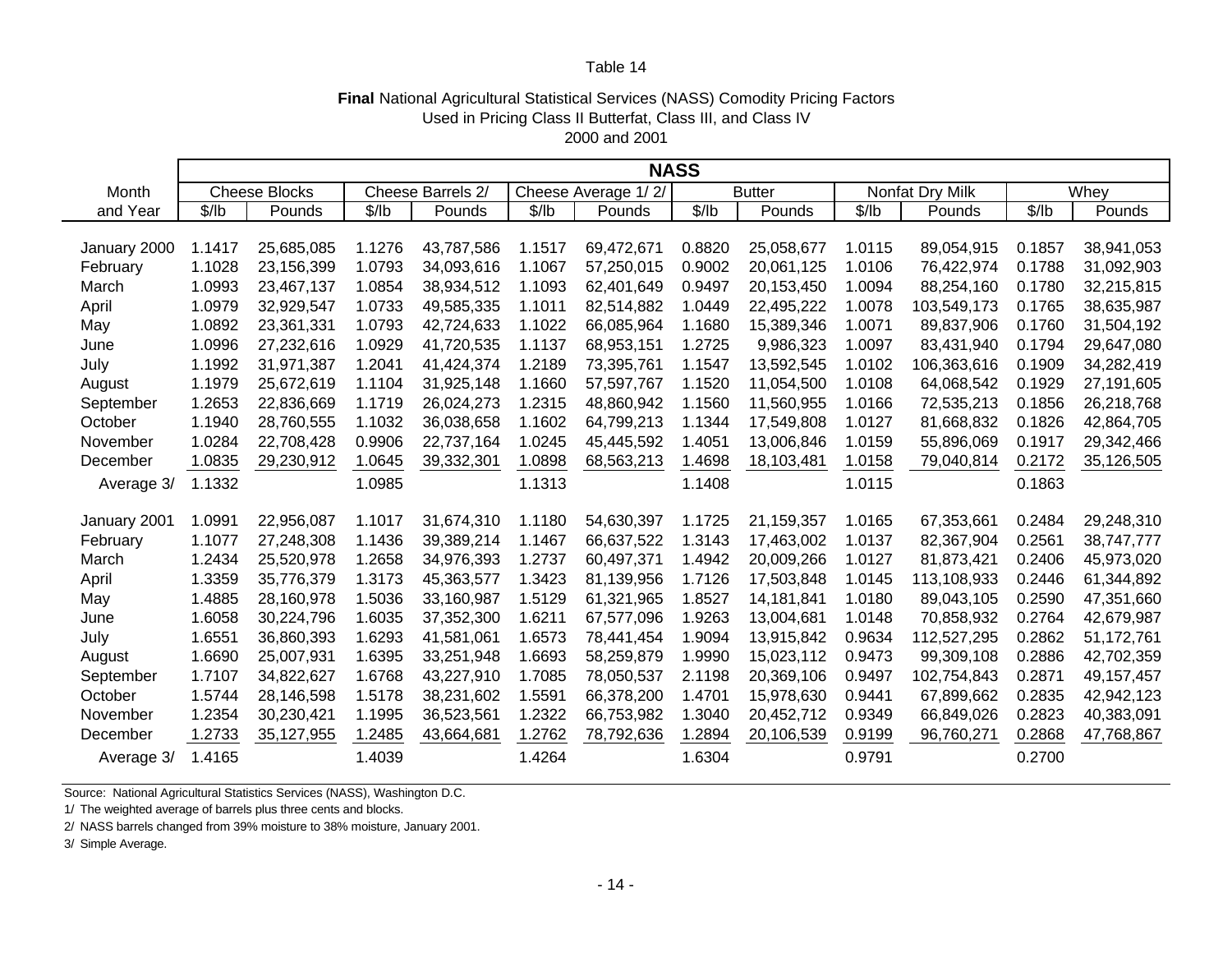Table 14

**Final** National Agricultural Statistical Services (NASS) Comodity Pricing Factors
Used in Pricing Class II Butterfat, Class III, and Class IV
2000 and 2001

| Month | NASS | | | | | | | | | | | |
|---|---|---|---|---|---|---|---|---|---|---|---|---|
| | Cheese Blocks | | Cheese Barrels 2/ | | Cheese Average 1/ 2/ | | Butter | | Nonfat Dry Milk | | Whey | |
| and Year | $/lb | Pounds | $/lb | Pounds | $/lb | Pounds | $/lb | Pounds | $/lb | Pounds | $/lb | Pounds |
| January 2000 | 1.1417 | 25,685,085 | 1.1276 | 43,787,586 | 1.1517 | 69,472,671 | 0.8820 | 25,058,677 | 1.0115 | 89,054,915 | 0.1857 | 38,941,053 |
| February | 1.1028 | 23,156,399 | 1.0793 | 34,093,616 | 1.1067 | 57,250,015 | 0.9002 | 20,061,125 | 1.0106 | 76,422,974 | 0.1788 | 31,092,903 |
| March | 1.0993 | 23,467,137 | 1.0854 | 38,934,512 | 1.1093 | 62,401,649 | 0.9497 | 20,153,450 | 1.0094 | 88,254,160 | 0.1780 | 32,215,815 |
| April | 1.0979 | 32,929,547 | 1.0733 | 49,585,335 | 1.1011 | 82,514,882 | 1.0449 | 22,495,222 | 1.0078 | 103,549,173 | 0.1765 | 38,635,987 |
| May | 1.0892 | 23,361,331 | 1.0793 | 42,724,633 | 1.1022 | 66,085,964 | 1.1680 | 15,389,346 | 1.0071 | 89,837,906 | 0.1760 | 31,504,192 |
| June | 1.0996 | 27,232,616 | 1.0929 | 41,720,535 | 1.1137 | 68,953,151 | 1.2725 | 9,986,323 | 1.0097 | 83,431,940 | 0.1794 | 29,647,080 |
| July | 1.1992 | 31,971,387 | 1.2041 | 41,424,374 | 1.2189 | 73,395,761 | 1.1547 | 13,592,545 | 1.0102 | 106,363,616 | 0.1909 | 34,282,419 |
| August | 1.1979 | 25,672,619 | 1.1104 | 31,925,148 | 1.1660 | 57,597,767 | 1.1520 | 11,054,500 | 1.0108 | 64,068,542 | 0.1929 | 27,191,605 |
| September | 1.2653 | 22,836,669 | 1.1719 | 26,024,273 | 1.2315 | 48,860,942 | 1.1560 | 11,560,955 | 1.0166 | 72,535,213 | 0.1856 | 26,218,768 |
| October | 1.1940 | 28,760,555 | 1.1032 | 36,038,658 | 1.1602 | 64,799,213 | 1.1344 | 17,549,808 | 1.0127 | 81,668,832 | 0.1826 | 42,864,705 |
| November | 1.0284 | 22,708,428 | 0.9906 | 22,737,164 | 1.0245 | 45,445,592 | 1.4051 | 13,006,846 | 1.0159 | 55,896,069 | 0.1917 | 29,342,466 |
| December | 1.0835 | 29,230,912 | 1.0645 | 39,332,301 | 1.0898 | 68,563,213 | 1.4698 | 18,103,481 | 1.0158 | 79,040,814 | 0.2172 | 35,126,505 |
| Average 3/ | 1.1332 | | 1.0985 | | 1.1313 | | 1.1408 | | 1.0115 | | 0.1863 | |
| January 2001 | 1.0991 | 22,956,087 | 1.1017 | 31,674,310 | 1.1180 | 54,630,397 | 1.1725 | 21,159,357 | 1.0165 | 67,353,661 | 0.2484 | 29,248,310 |
| February | 1.1077 | 27,248,308 | 1.1436 | 39,389,214 | 1.1467 | 66,637,522 | 1.3143 | 17,463,002 | 1.0137 | 82,367,904 | 0.2561 | 38,747,777 |
| March | 1.2434 | 25,520,978 | 1.2658 | 34,976,393 | 1.2737 | 60,497,371 | 1.4942 | 20,009,266 | 1.0127 | 81,873,421 | 0.2406 | 45,973,020 |
| April | 1.3359 | 35,776,379 | 1.3173 | 45,363,577 | 1.3423 | 81,139,956 | 1.7126 | 17,503,848 | 1.0145 | 113,108,933 | 0.2446 | 61,344,892 |
| May | 1.4885 | 28,160,978 | 1.5036 | 33,160,987 | 1.5129 | 61,321,965 | 1.8527 | 14,181,841 | 1.0180 | 89,043,105 | 0.2590 | 47,351,660 |
| June | 1.6058 | 30,224,796 | 1.6035 | 37,352,300 | 1.6211 | 67,577,096 | 1.9263 | 13,004,681 | 1.0148 | 70,858,932 | 0.2764 | 42,679,987 |
| July | 1.6551 | 36,860,393 | 1.6293 | 41,581,061 | 1.6573 | 78,441,454 | 1.9094 | 13,915,842 | 0.9634 | 112,527,295 | 0.2862 | 51,172,761 |
| August | 1.6690 | 25,007,931 | 1.6395 | 33,251,948 | 1.6693 | 58,259,879 | 1.9990 | 15,023,112 | 0.9473 | 99,309,108 | 0.2886 | 42,702,359 |
| September | 1.7107 | 34,822,627 | 1.6768 | 43,227,910 | 1.7085 | 78,050,537 | 2.1198 | 20,369,106 | 0.9497 | 102,754,843 | 0.2871 | 49,157,457 |
| October | 1.5744 | 28,146,598 | 1.5178 | 38,231,602 | 1.5591 | 66,378,200 | 1.4701 | 15,978,630 | 0.9441 | 67,899,662 | 0.2835 | 42,942,123 |
| November | 1.2354 | 30,230,421 | 1.1995 | 36,523,561 | 1.2322 | 66,753,982 | 1.3040 | 20,452,712 | 0.9349 | 66,849,026 | 0.2823 | 40,383,091 |
| December | 1.2733 | 35,127,955 | 1.2485 | 43,664,681 | 1.2762 | 78,792,636 | 1.2894 | 20,106,539 | 0.9199 | 96,760,271 | 0.2868 | 47,768,867 |
| Average 3/ | 1.4165 | | 1.4039 | | 1.4264 | | 1.6304 | | 0.9791 | | 0.2700 | |

Source: National Agricultural Statistics Services (NASS), Washington D.C.

1/ The weighted average of barrels plus three cents and blocks.

2/ NASS barrels changed from 39% moisture to 38% moisture, January 2001.

3/ Simple Average.